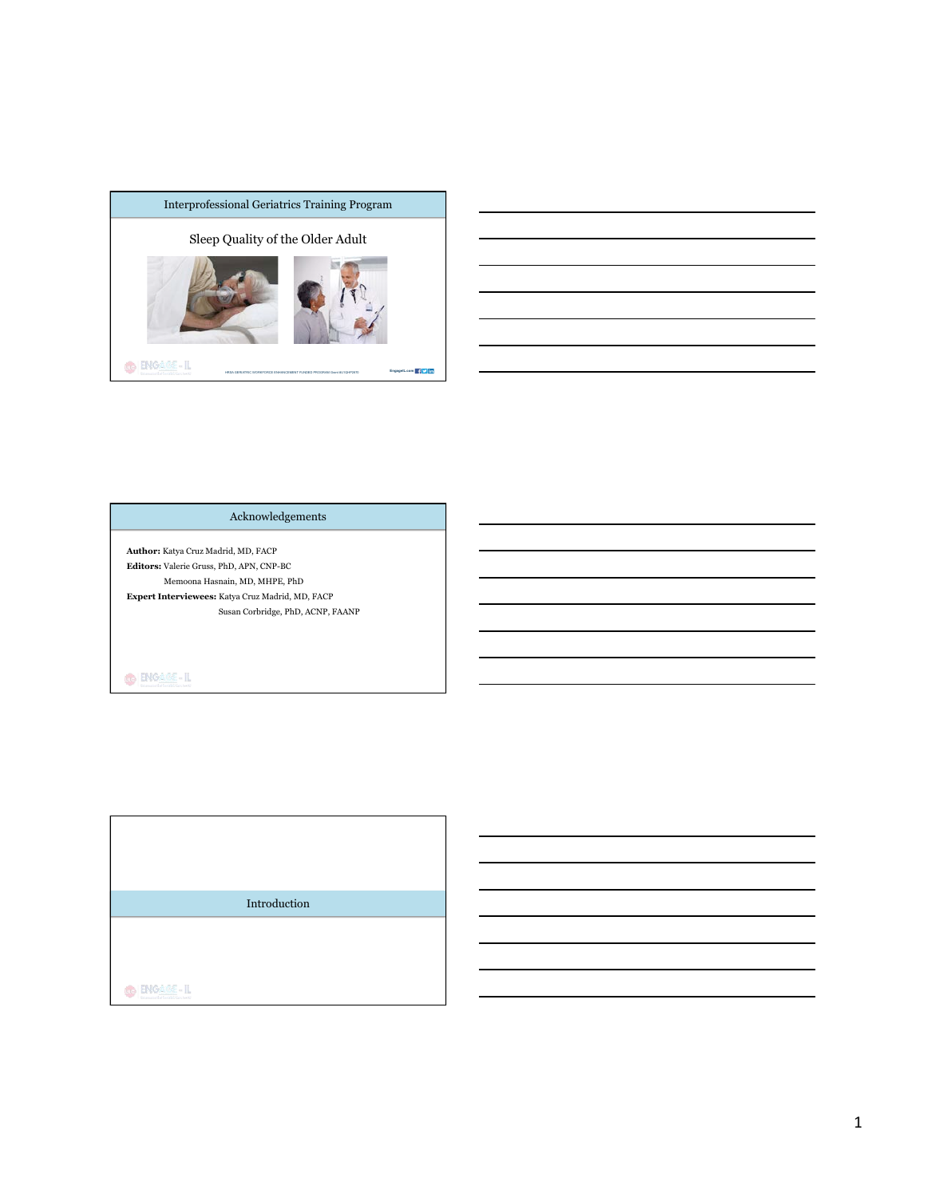## Interprofessional Geriatrics Training Program

### Sleep Quality of the Older Adult

HRSA GERIATRIC WORKFORCE ENHANCEMENT FUNDED PROGRAM Grant #U1QHP28713

---

## Acknowledgements

**Author:** Katya Cruz Madrid, MD, FACP

**Editors:** Valerie Gruss, PhD, APN, CNP-BC

Memoona Hasnain, MD, MHPE, PhD

**Expert Interviewees:** Katya Cruz Madrid, MD, FACP

Susan Corbridge, PhD, ACNP, FAANP

---

## Introduction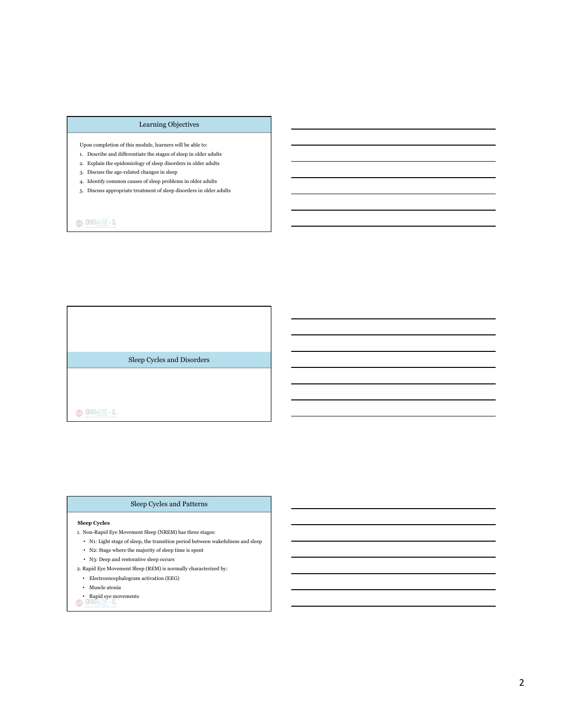## Learning Objectives

Upon completion of this module, learners will be able to:

1. Describe and differentiate the stages of sleep in older adults
2. Explain the epidemiology of sleep disorders in older adults
3. Discuss the age-related changes in sleep
4. Identify common causes of sleep problems in older adults
5. Discuss appropriate treatment of sleep disorders in older adults

## Sleep Cycles and Disorders

## Sleep Cycles and Patterns

**Sleep Cycles**

1. Non-Rapid Eye Movement Sleep (NREM) has three stages:
   - N1: Light stage of sleep, the transition period between wakefulness and sleep
   - N2: Stage where the majority of sleep time is spent
   - N3: Deep and restorative sleep occurs
2. Rapid Eye Movement Sleep (REM) is normally characterized by:
   - Electroencephalogram activation (EEG)
   - Muscle atonia
   - Rapid eye movements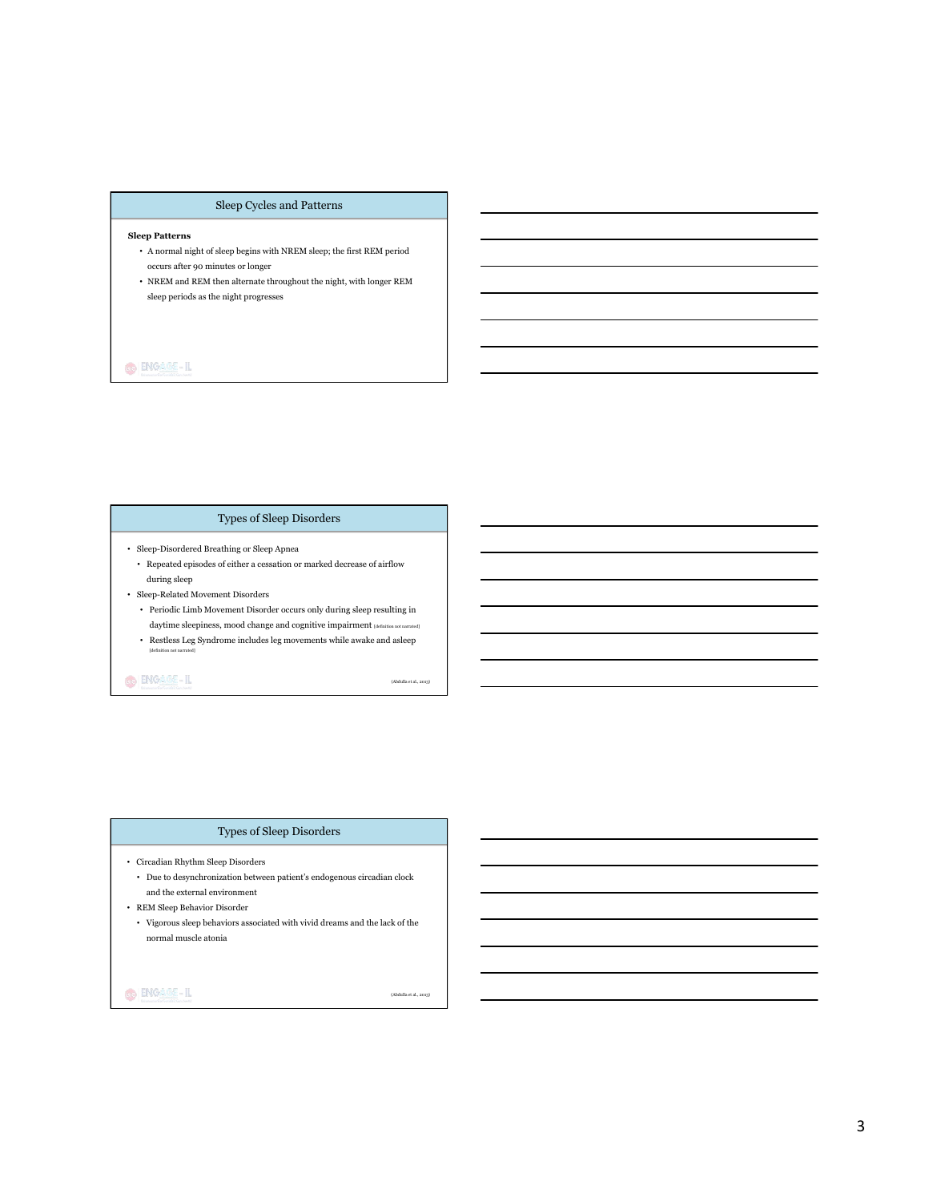## Sleep Cycles and Patterns

**Sleep Patterns**

- A normal night of sleep begins with NREM sleep; the first REM period occurs after 90 minutes or longer
- NREM and REM then alternate throughout the night, with longer REM sleep periods as the night progresses

## Types of Sleep Disorders

- Sleep-Disordered Breathing or Sleep Apnea
  - Repeated episodes of either a cessation or marked decrease of airflow during sleep
- Sleep-Related Movement Disorders
  - Periodic Limb Movement Disorder occurs only during sleep resulting in daytime sleepiness, mood change and cognitive impairment [definition not narrated]
  - Restless Leg Syndrome includes leg movements while awake and asleep [definition not narrated]

(Abdulla et al., 2013)

## Types of Sleep Disorders

- Circadian Rhythm Sleep Disorders
  - Due to desynchronization between patient's endogenous circadian clock and the external environment
- REM Sleep Behavior Disorder
  - Vigorous sleep behaviors associated with vivid dreams and the lack of the normal muscle atonia

(Abdulla et al., 2013)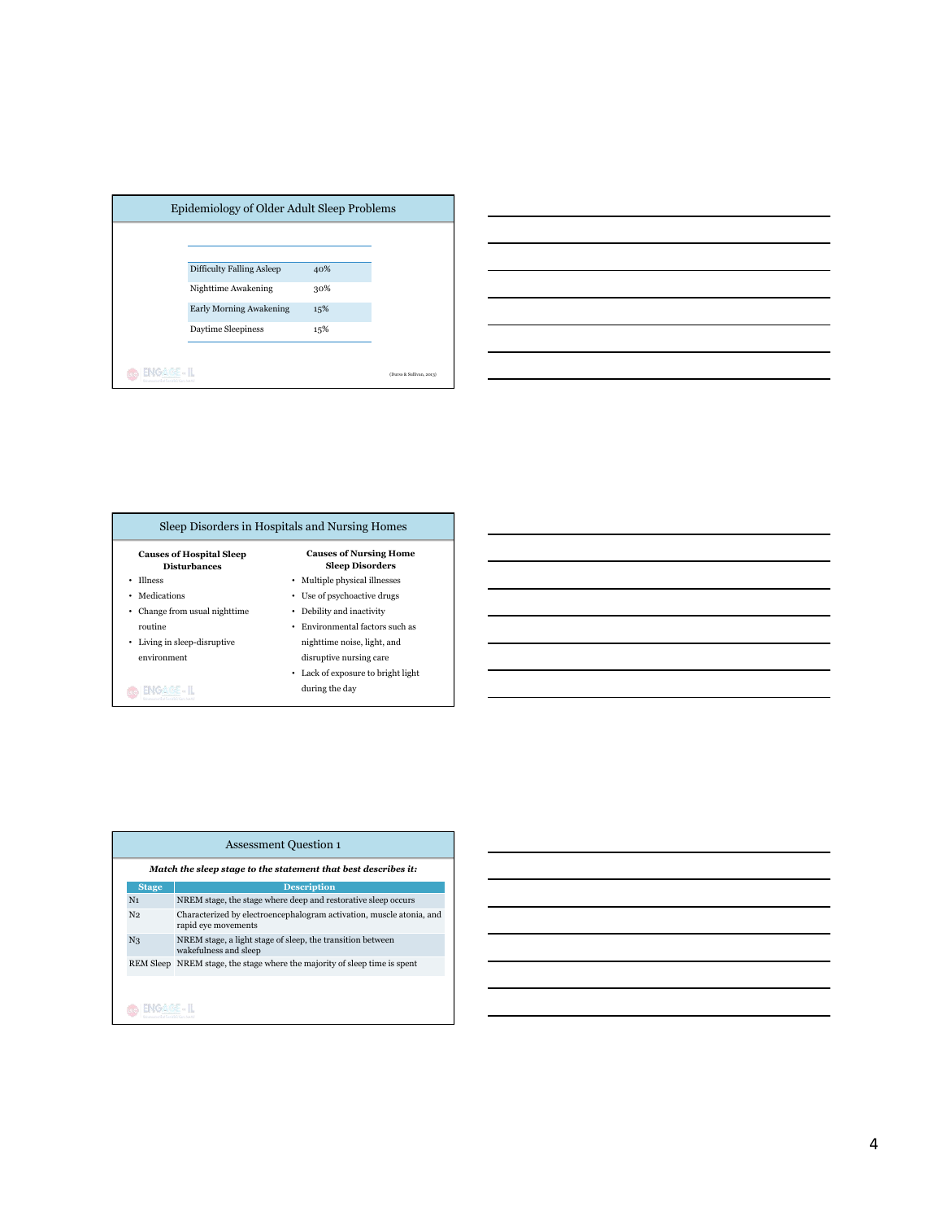## Epidemiology of Older Adult Sleep Problems

| | |
|---|---|
| Difficulty Falling Asleep | 40% |
| Nighttime Awakening | 30% |
| Early Morning Awakening | 15% |
| Daytime Sleepiness | 15% |

(Durso & Sullivan, 2013)

## Sleep Disorders in Hospitals and Nursing Homes

**Causes of Hospital Sleep Disturbances**

- Illness
- Medications
- Change from usual nighttime routine
- Living in sleep-disruptive environment

**Causes of Nursing Home Sleep Disorders**

- Multiple physical illnesses
- Use of psychoactive drugs
- Debility and inactivity
- Environmental factors such as nighttime noise, light, and disruptive nursing care
- Lack of exposure to bright light during the day

## Assessment Question 1

***Match the sleep stage to the statement that best describes it:***

| Stage | Description |
|---|---|
| N1 | NREM stage, the stage where deep and restorative sleep occurs |
| N2 | Characterized by electroencephalogram activation, muscle atonia, and rapid eye movements |
| N3 | NREM stage, a light stage of sleep, the transition between wakefulness and sleep |
| REM Sleep | NREM stage, the stage where the majority of sleep time is spent |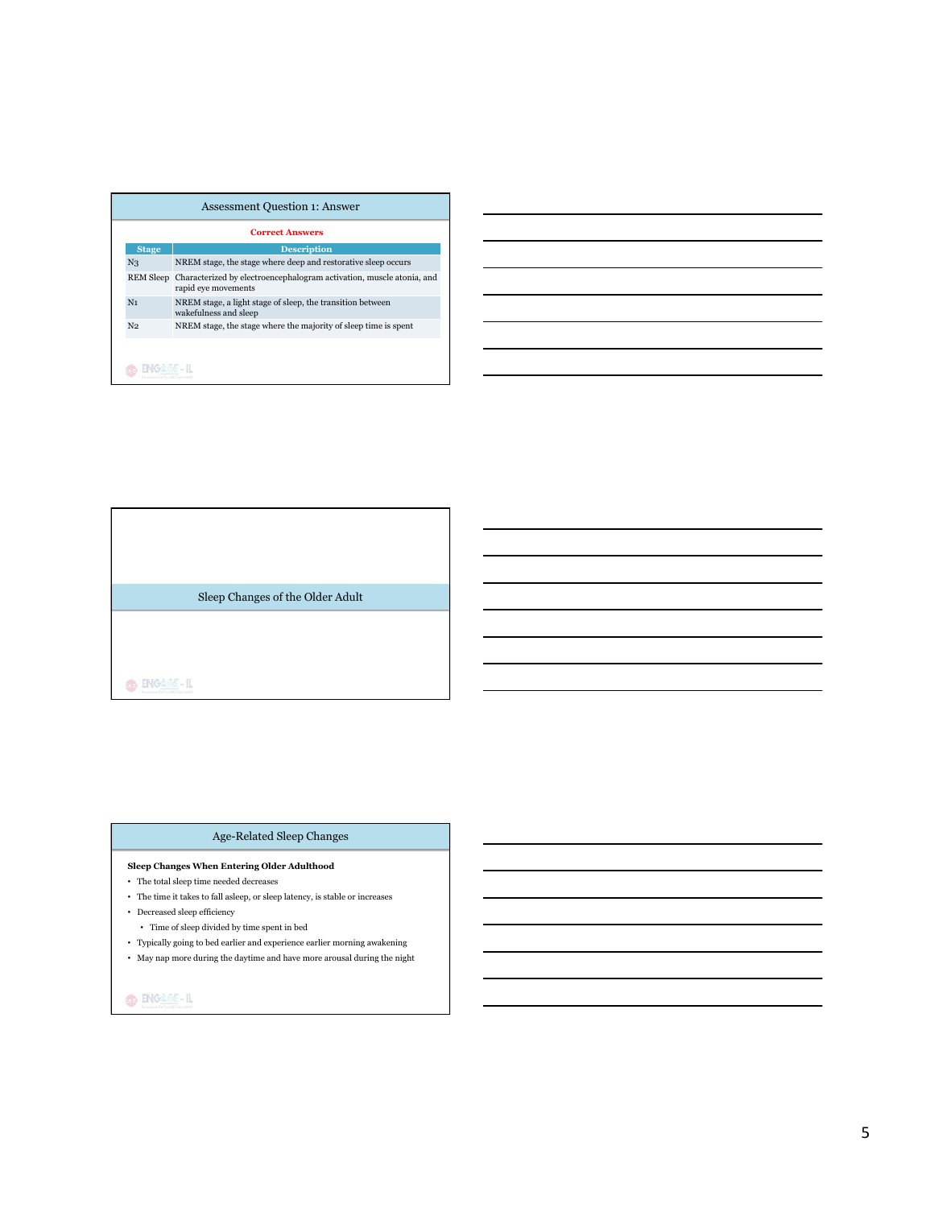## Assessment Question 1: Answer

**Correct Answers**

| Stage | Description |
|---|---|
| N3 | NREM stage, the stage where deep and restorative sleep occurs |
| REM Sleep | Characterized by electroencephalogram activation, muscle atonia, and rapid eye movements |
| N1 | NREM stage, a light stage of sleep, the transition between wakefulness and sleep |
| N2 | NREM stage, the stage where the majority of sleep time is spent |

## Sleep Changes of the Older Adult

## Age-Related Sleep Changes

**Sleep Changes When Entering Older Adulthood**

- The total sleep time needed decreases
- The time it takes to fall asleep, or sleep latency, is stable or increases
- Decreased sleep efficiency
  - Time of sleep divided by time spent in bed
- Typically going to bed earlier and experience earlier morning awakening
- May nap more during the daytime and have more arousal during the night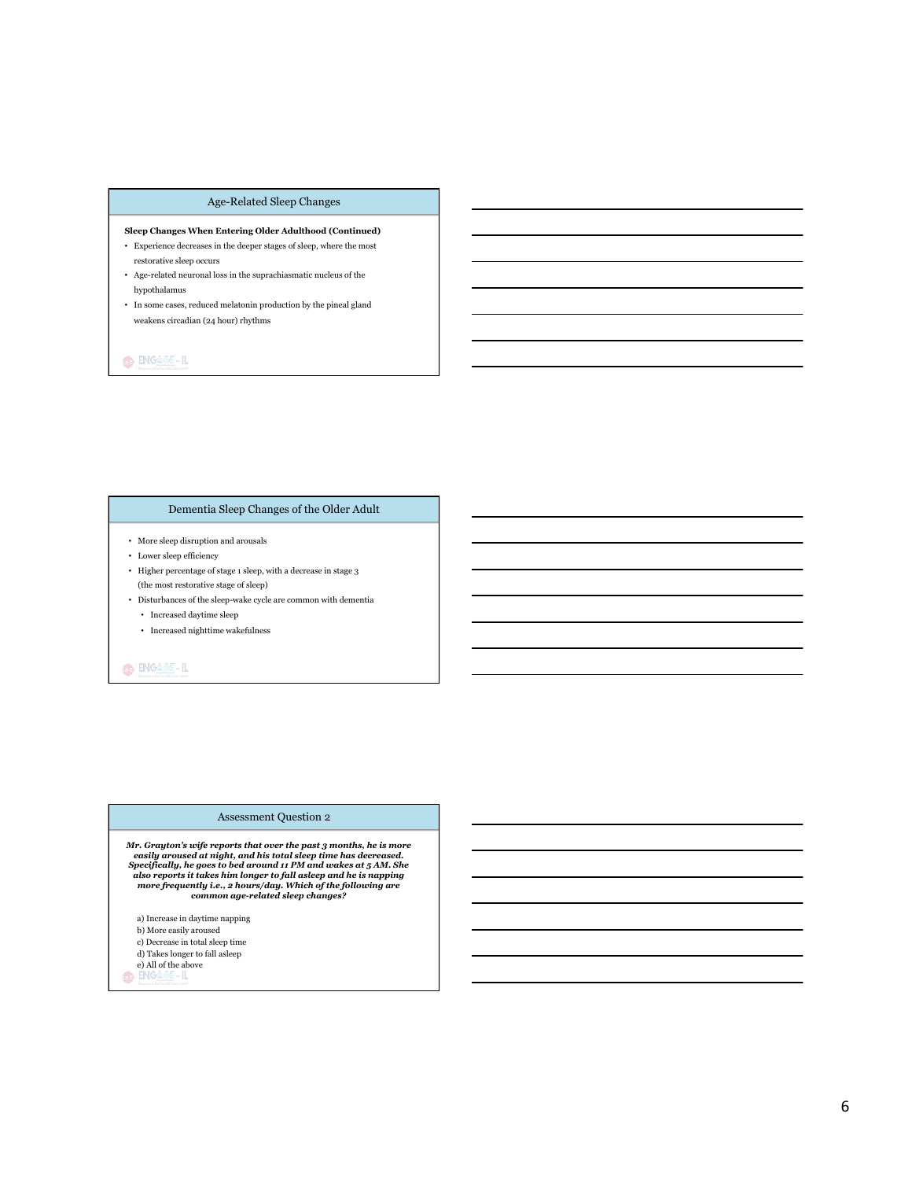## Age-Related Sleep Changes

**Sleep Changes When Entering Older Adulthood (Continued)**

- Experience decreases in the deeper stages of sleep, where the most restorative sleep occurs
- Age-related neuronal loss in the suprachiasmatic nucleus of the hypothalamus
- In some cases, reduced melatonin production by the pineal gland weakens circadian (24 hour) rhythms

## Dementia Sleep Changes of the Older Adult

- More sleep disruption and arousals
- Lower sleep efficiency
- Higher percentage of stage 1 sleep, with a decrease in stage 3 (the most restorative stage of sleep)
- Disturbances of the sleep-wake cycle are common with dementia
  - Increased daytime sleep
  - Increased nighttime wakefulness

## Assessment Question 2

***Mr. Grayton's wife reports that over the past 3 months, he is more easily aroused at night, and his total sleep time has decreased. Specifically, he goes to bed around 11 PM and wakes at 5 AM. She also reports it takes him longer to fall asleep and he is napping more frequently i.e., 2 hours/day. Which of the following are common age-related sleep changes?***

a) Increase in daytime napping
b) More easily aroused
c) Decrease in total sleep time
d) Takes longer to fall asleep
e) All of the above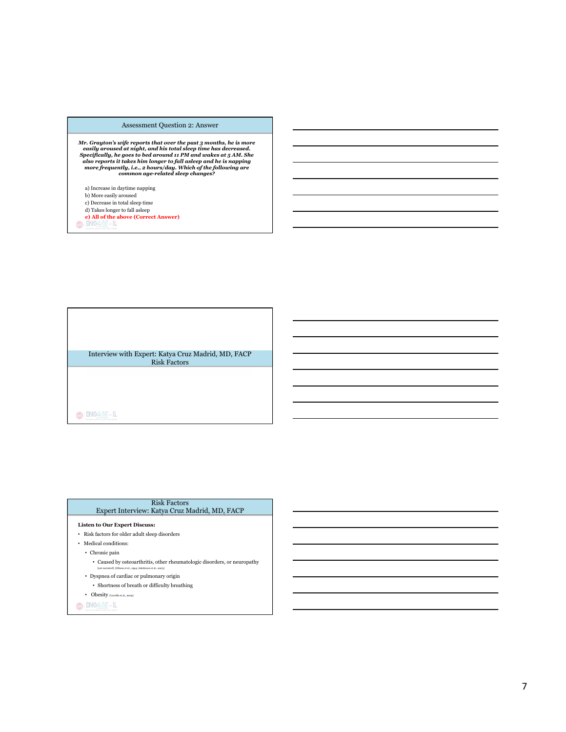## Assessment Question 2: Answer

***Mr. Grayton's wife reports that over the past 3 months, he is more easily aroused at night, and his total sleep time has decreased. Specifically, he goes to bed around 11 PM and wakes at 5 AM. She also reports it takes him longer to fall asleep and he is napping more frequently, i.e., 2 hours/day. Which of the following are common age-related sleep changes?***

a) Increase in daytime napping
b) More easily aroused
c) Decrease in total sleep time
d) Takes longer to fall asleep
**e) All of the above (Correct Answer)**

## Interview with Expert: Katya Cruz Madrid, MD, FACP
## Risk Factors

## Risk Factors
## Expert Interview: Katya Cruz Madrid, MD, FACP

**Listen to Our Expert Discuss:**

- Risk factors for older adult sleep disorders
- Medical conditions:
  - Chronic pain
    - Caused by osteoarthritis, other rheumatologic disorders, or neuropathy [not narrated] (Gibson et al., 1994; Jakobsson et al., 2003)
  - Dyspnea of cardiac or pulmonary origin
    - Shortness of breath or difficulty breathing
  - Obesity (Leveille et al., 2009)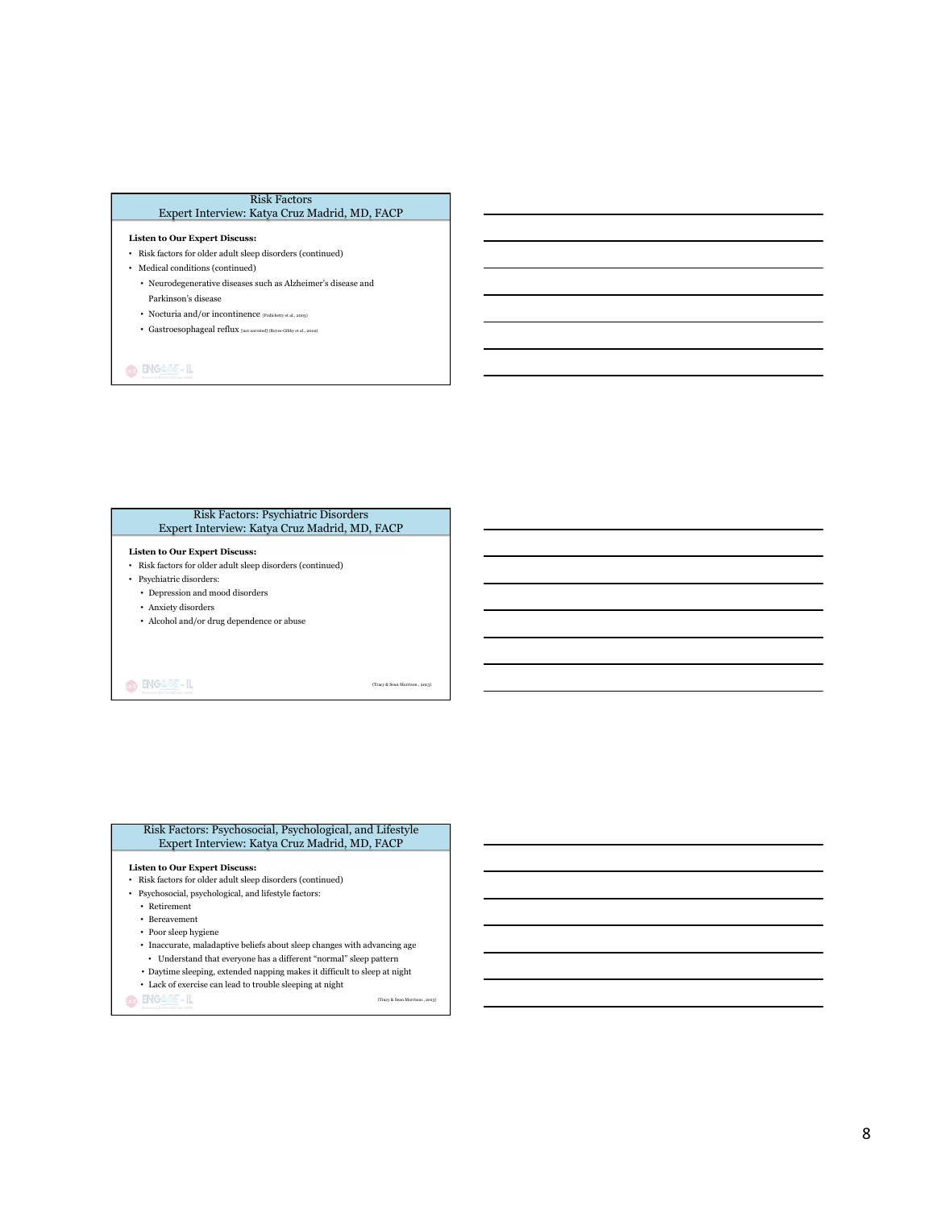## Risk Factors
### Expert Interview: Katya Cruz Madrid, MD, FACP

**Listen to Our Expert Discuss:**

- Risk factors for older adult sleep disorders (continued)
- Medical conditions (continued)
  - Neurodegenerative diseases such as Alzheimer's disease and Parkinson's disease
  - Nocturia and/or incontinence (Pedichetty et al., 2003)
  - Gastroesophageal reflux [not narrated] (Reyes-Gibby et al., 2002)

## Risk Factors: Psychiatric Disorders
### Expert Interview: Katya Cruz Madrid, MD, FACP

**Listen to Our Expert Discuss:**

- Risk factors for older adult sleep disorders (continued)
- Psychiatric disorders:
  - Depression and mood disorders
  - Anxiety disorders
  - Alcohol and/or drug dependence or abuse

(Tracy & Sean Morrison, 2013)

## Risk Factors: Psychosocial, Psychological, and Lifestyle
### Expert Interview: Katya Cruz Madrid, MD, FACP

**Listen to Our Expert Discuss:**

- Risk factors for older adult sleep disorders (continued)
- Psychosocial, psychological, and lifestyle factors:
  - Retirement
  - Bereavement
  - Poor sleep hygiene
  - Inaccurate, maladaptive beliefs about sleep changes with advancing age
    - Understand that everyone has a different "normal" sleep pattern
  - Daytime sleeping, extended napping makes it difficult to sleep at night
  - Lack of exercise can lead to trouble sleeping at night

(Tracy & Sean Morrison, 2013)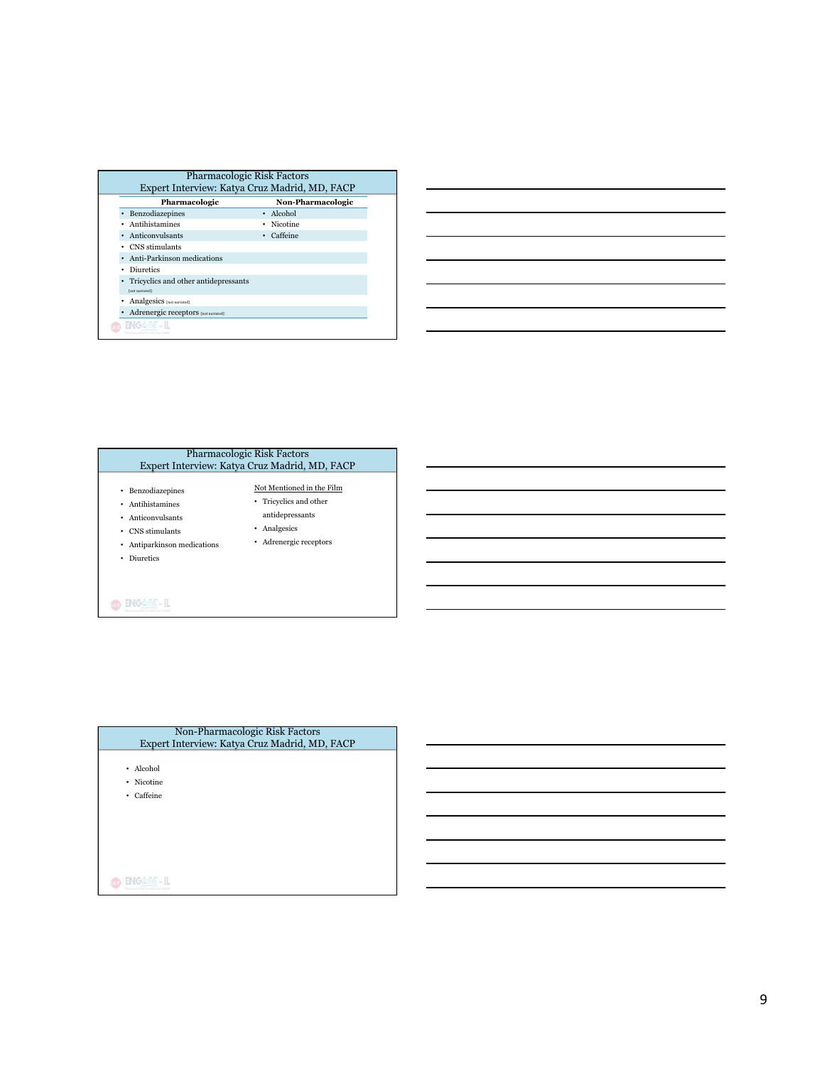## Pharmacologic Risk Factors
### Expert Interview: Katya Cruz Madrid, MD, FACP

| Pharmacologic | Non-Pharmacologic |
|---|---|
| • Benzodiazepines | • Alcohol |
| • Antihistamines | • Nicotine |
| • Anticonvulsants | • Caffeine |
| • CNS stimulants | |
| • Anti-Parkinson medications | |
| • Diuretics | |
| • Tricyclics and other antidepressants [not narrated] | |
| • Analgesics [not narrated] | |
| • Adrenergic receptors [not narrated] | |

## Pharmacologic Risk Factors
### Expert Interview: Katya Cruz Madrid, MD, FACP

- Benzodiazepines
- Antihistamines
- Anticonvulsants
- CNS stimulants
- Antiparkinson medications
- Diuretics

Not Mentioned in the Film

- Tricyclics and other antidepressants
- Analgesics
- Adrenergic receptors

## Non-Pharmacologic Risk Factors
### Expert Interview: Katya Cruz Madrid, MD, FACP

- Alcohol
- Nicotine
- Caffeine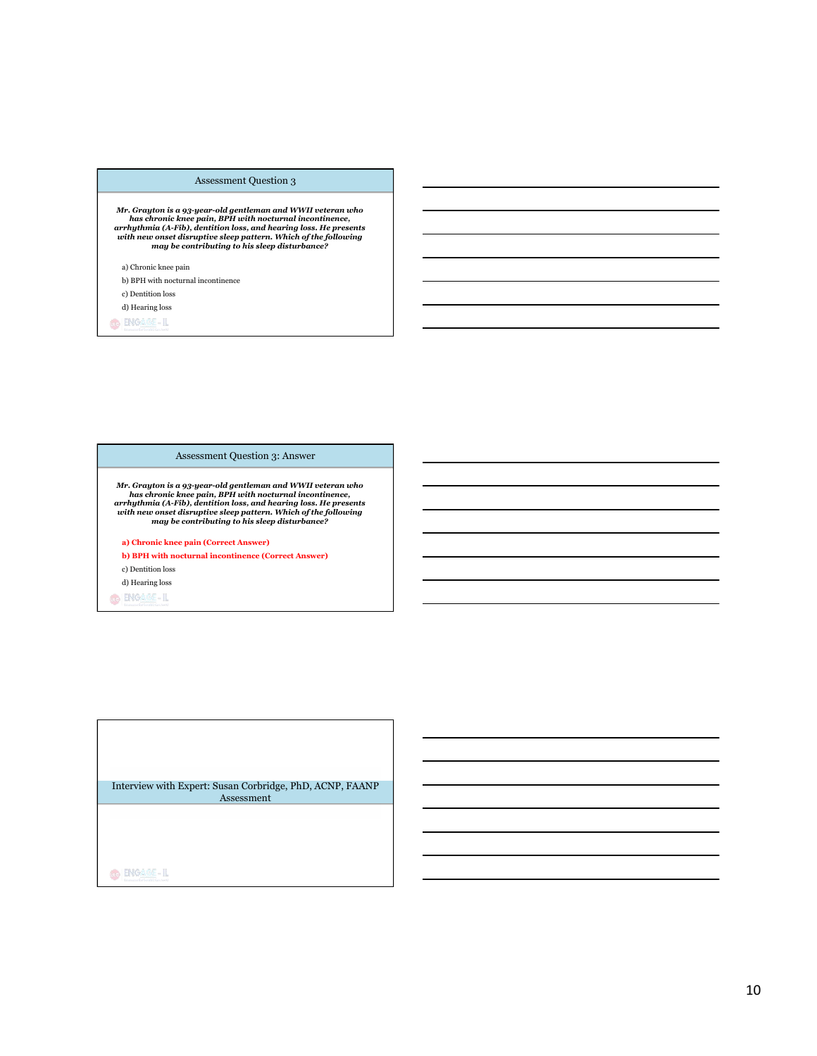## Assessment Question 3

***Mr. Grayton is a 93-year-old gentleman and WWII veteran who has chronic knee pain, BPH with nocturnal incontinence, arrhythmia (A-Fib), dentition loss, and hearing loss. He presents with new onset disruptive sleep pattern. Which of the following may be contributing to his sleep disturbance?***

a) Chronic knee pain

b) BPH with nocturnal incontinence

c) Dentition loss

d) Hearing loss

## Assessment Question 3: Answer

***Mr. Grayton is a 93-year-old gentleman and WWII veteran who has chronic knee pain, BPH with nocturnal incontinence, arrhythmia (A-Fib), dentition loss, and hearing loss. He presents with new onset disruptive sleep pattern. Which of the following may be contributing to his sleep disturbance?***

**a) Chronic knee pain (Correct Answer)**

**b) BPH with nocturnal incontinence (Correct Answer)**

c) Dentition loss

d) Hearing loss

## Interview with Expert: Susan Corbridge, PhD, ACNP, FAANP Assessment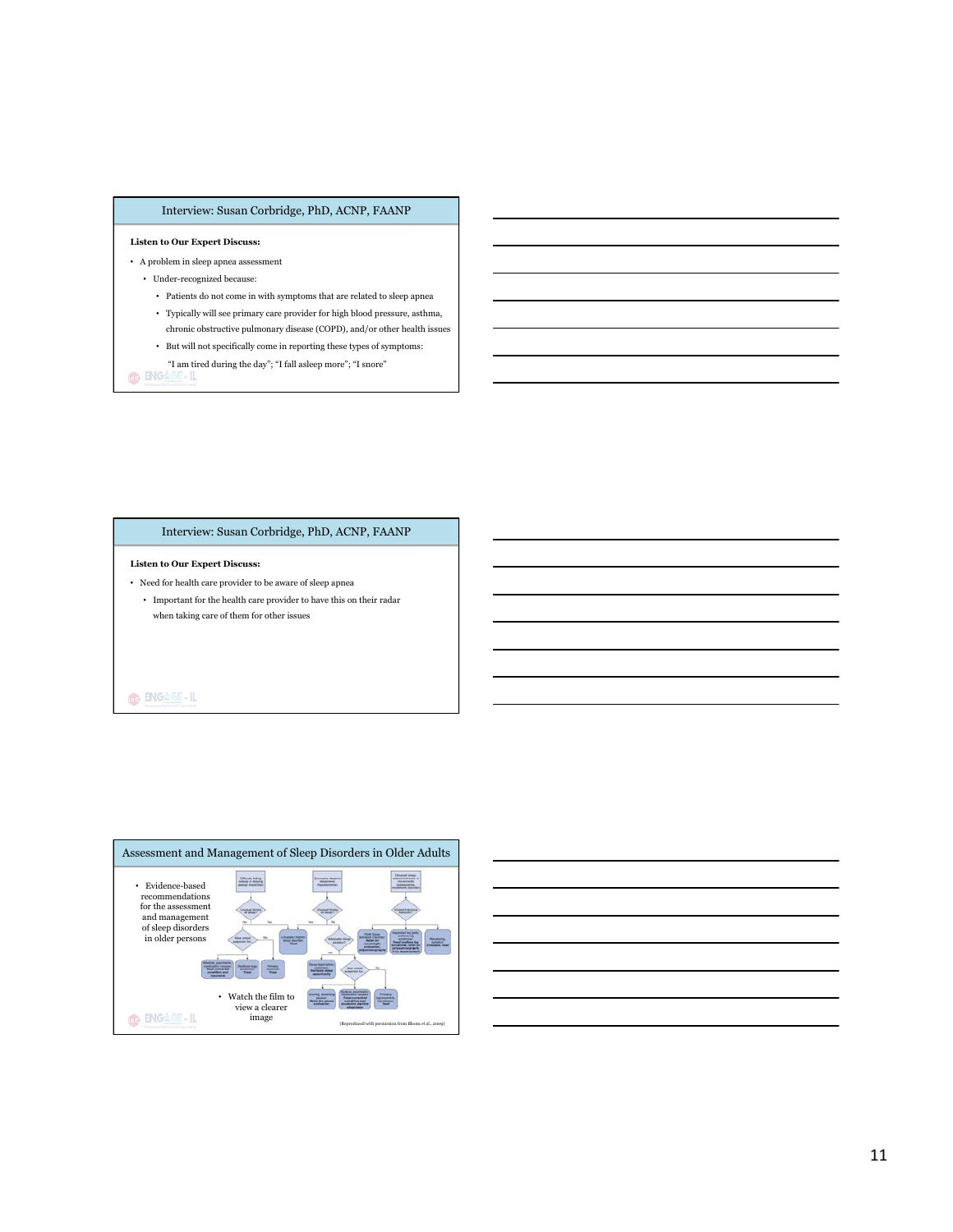## Interview: Susan Corbridge, PhD, ACNP, FAANP

**Listen to Our Expert Discuss:**

- A problem in sleep apnea assessment
  - Under-recognized because:
    - Patients do not come in with symptoms that are related to sleep apnea
    - Typically will see primary care provider for high blood pressure, asthma, chronic obstructive pulmonary disease (COPD), and/or other health issues
    - But will not specifically come in reporting these types of symptoms:

      "I am tired during the day"; "I fall asleep more"; "I snore"

## Interview: Susan Corbridge, PhD, ACNP, FAANP

**Listen to Our Expert Discuss:**

- Need for health care provider to be aware of sleep apnea
  - Important for the health care provider to have this on their radar when taking care of them for other issues

## Assessment and Management of Sleep Disorders in Older Adults

- Evidence-based recommendations for the assessment and management of sleep disorders in older persons

- Watch the film to view a clearer image

(Reproduced with permission from Bloom et al., 2009)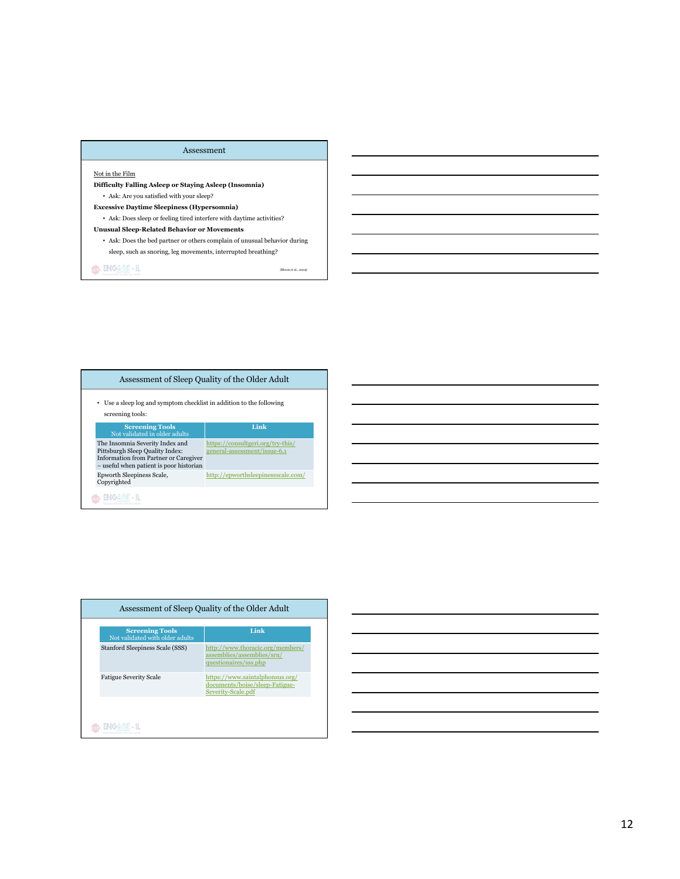## Assessment

Not in the Film

**Difficulty Falling Asleep or Staying Asleep (Insomnia)**

- Ask: Are you satisfied with your sleep?

**Excessive Daytime Sleepiness (Hypersomnia)**

- Ask: Does sleep or feeling tired interfere with daytime activities?

**Unusual Sleep-Related Behavior or Movements**

- Ask: Does the bed partner or others complain of unusual behavior during sleep, such as snoring, leg movements, interrupted breathing?

(Bloom et al., 2009)

## Assessment of Sleep Quality of the Older Adult

- Use a sleep log and symptom checklist in addition to the following screening tools:

| Screening Tools Not validated in older adults | Link |
|---|---|
| The Insomnia Severity Index and Pittsburgh Sleep Quality Index: Information from Partner or Caregiver – useful when patient is poor historian | https://consultgeri.org/try-this/general-assessment/issue-6.1 |
| Epworth Sleepiness Scale, Copyrighted | http://epworthsleepinessscale.com/ |

## Assessment of Sleep Quality of the Older Adult

| Screening Tools Not validated with older adults | Link |
|---|---|
| Stanford Sleepiness Scale (SSS) | http://www.thoracic.org/members/assemblies/assemblies/srn/questionaires/sss.php |
| Fatigue Severity Scale | https://www.saintalphonsus.org/documents/boise/sleep-Fatigue-Severity-Scale.pdf |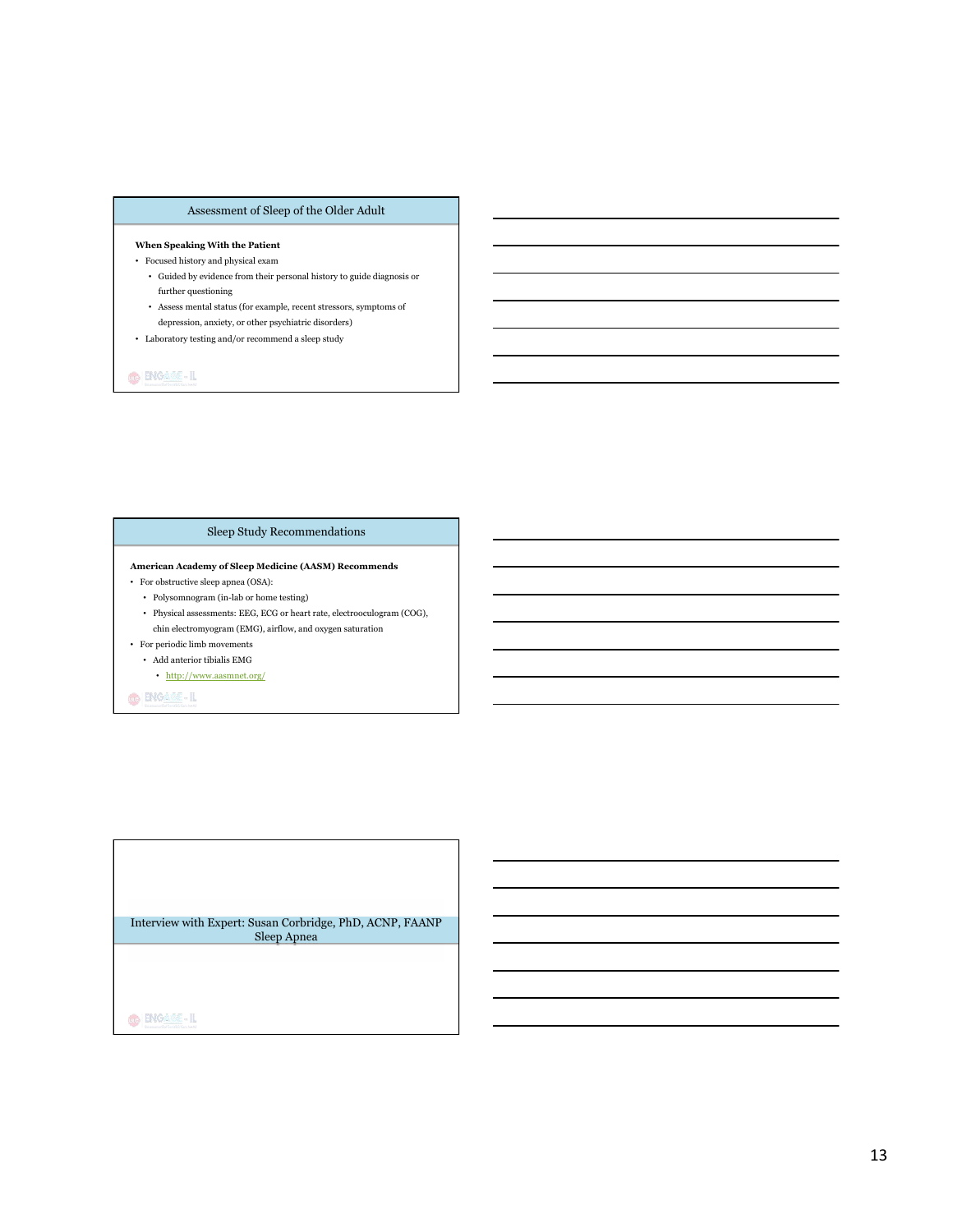## Assessment of Sleep of the Older Adult

**When Speaking With the Patient**

- Focused history and physical exam
  - Guided by evidence from their personal history to guide diagnosis or further questioning
  - Assess mental status (for example, recent stressors, symptoms of depression, anxiety, or other psychiatric disorders)
- Laboratory testing and/or recommend a sleep study

## Sleep Study Recommendations

**American Academy of Sleep Medicine (AASM) Recommends**

- For obstructive sleep apnea (OSA):
  - Polysomnogram (in-lab or home testing)
  - Physical assessments: EEG, ECG or heart rate, electrooculogram (COG), chin electromyogram (EMG), airflow, and oxygen saturation
- For periodic limb movements
  - Add anterior tibialis EMG
    - http://www.aasmnet.org/

## Interview with Expert: Susan Corbridge, PhD, ACNP, FAANP Sleep Apnea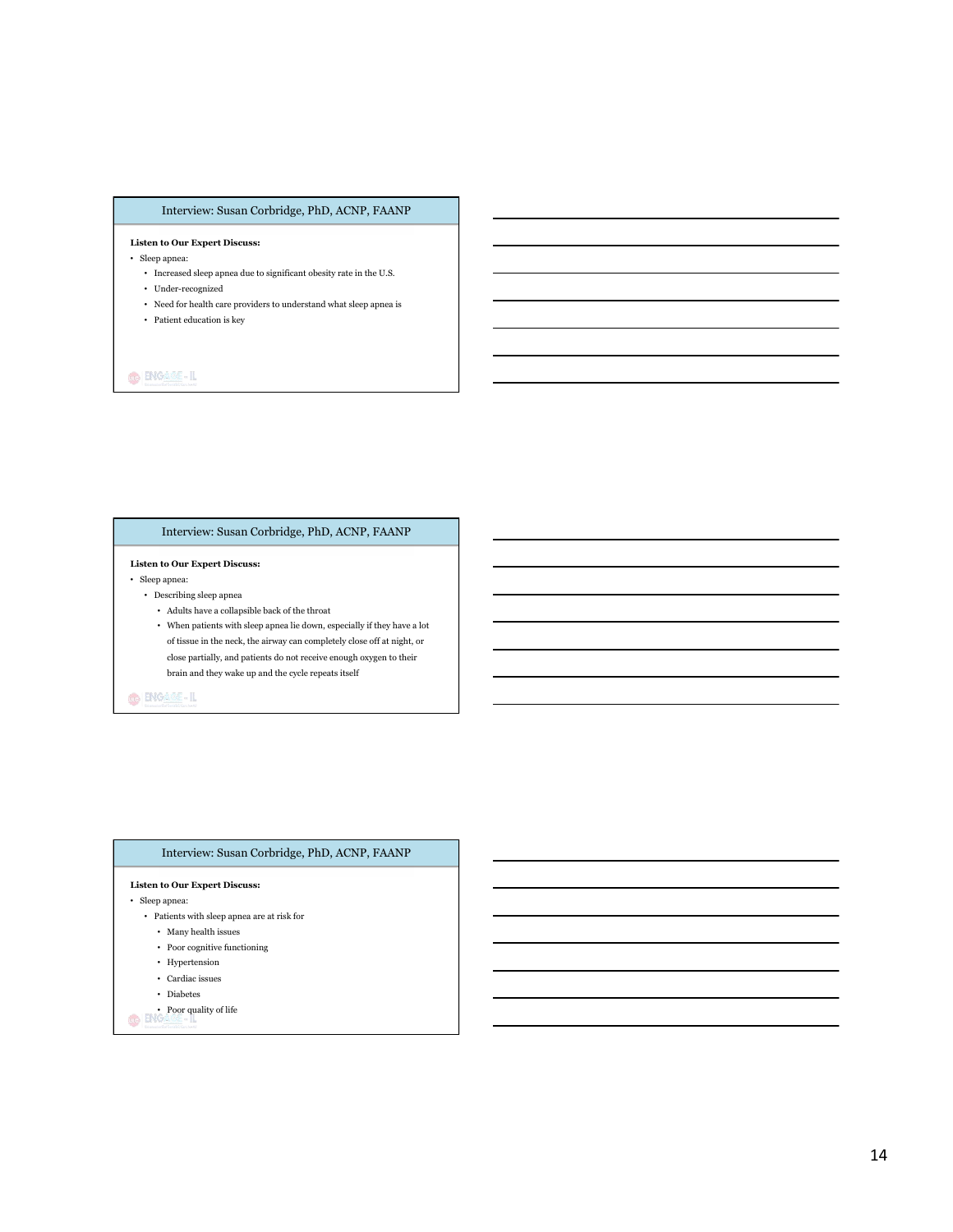## Interview: Susan Corbridge, PhD, ACNP, FAANP

**Listen to Our Expert Discuss:**

- Sleep apnea:
  - Increased sleep apnea due to significant obesity rate in the U.S.
  - Under-recognized
  - Need for health care providers to understand what sleep apnea is
  - Patient education is key

## Interview: Susan Corbridge, PhD, ACNP, FAANP

**Listen to Our Expert Discuss:**

- Sleep apnea:
  - Describing sleep apnea
    - Adults have a collapsible back of the throat
    - When patients with sleep apnea lie down, especially if they have a lot of tissue in the neck, the airway can completely close off at night, or close partially, and patients do not receive enough oxygen to their brain and they wake up and the cycle repeats itself

## Interview: Susan Corbridge, PhD, ACNP, FAANP

**Listen to Our Expert Discuss:**

- Sleep apnea:
  - Patients with sleep apnea are at risk for
    - Many health issues
    - Poor cognitive functioning
    - Hypertension
    - Cardiac issues
    - Diabetes
    - Poor quality of life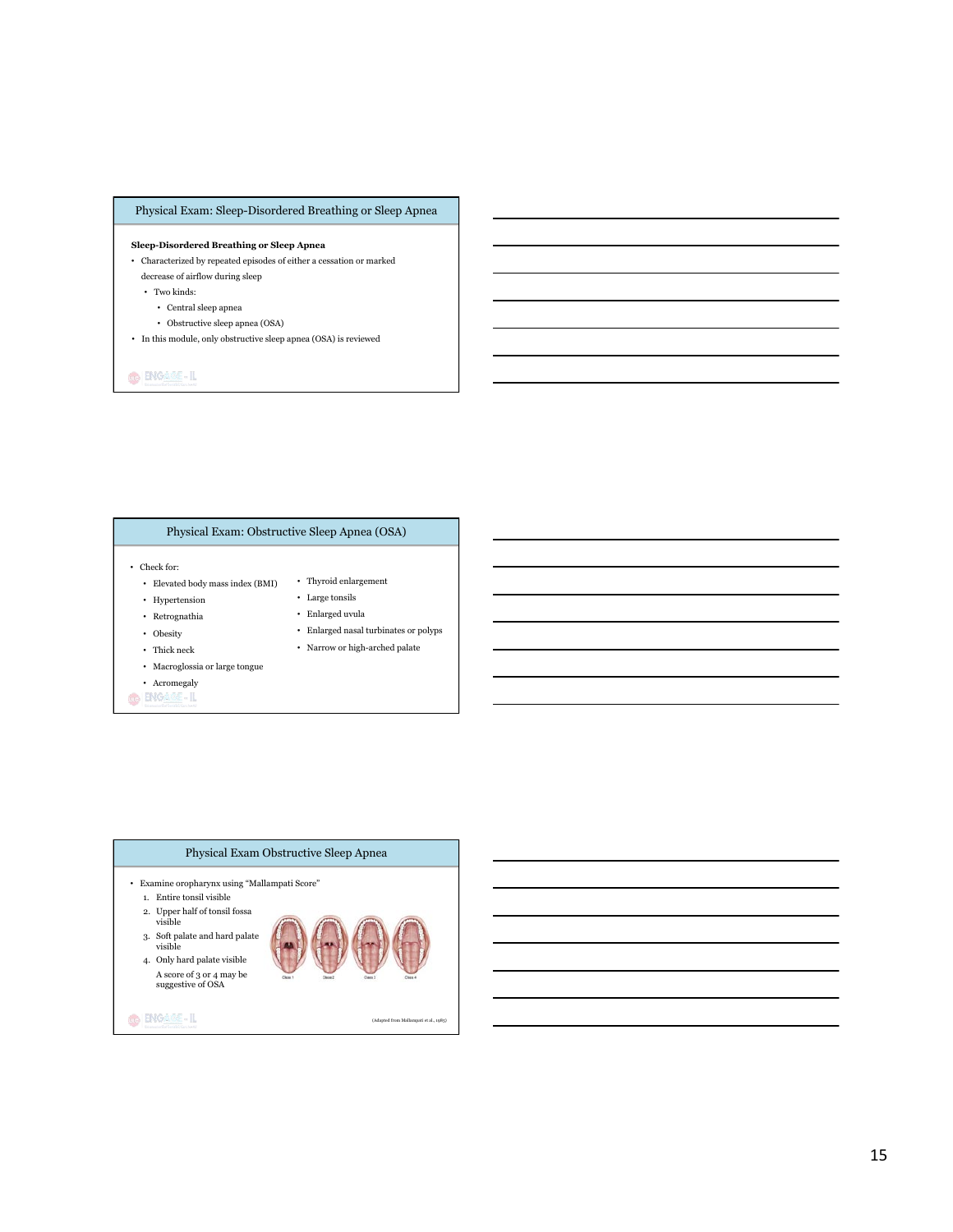## Physical Exam: Sleep-Disordered Breathing or Sleep Apnea

**Sleep-Disordered Breathing or Sleep Apnea**

- Characterized by repeated episodes of either a cessation or marked decrease of airflow during sleep
  - Two kinds:
    - Central sleep apnea
    - Obstructive sleep apnea (OSA)
- In this module, only obstructive sleep apnea (OSA) is reviewed

## Physical Exam: Obstructive Sleep Apnea (OSA)

- Check for:
  - Elevated body mass index (BMI)
  - Hypertension
  - Retrognathia
  - Obesity
  - Thick neck
  - Macroglossia or large tongue
  - Acromegaly
  - Thyroid enlargement
  - Large tonsils
  - Enlarged uvula
  - Enlarged nasal turbinates or polyps
  - Narrow or high-arched palate

## Physical Exam Obstructive Sleep Apnea

- Examine oropharynx using "Mallampati Score"
  1. Entire tonsil visible
  2. Upper half of tonsil fossa visible
  3. Soft palate and hard palate visible
  4. Only hard palate visible

  A score of 3 or 4 may be suggestive of OSA

Class 1 Class 2 Class 3 Class 4

(Adapted from Mallampati et al., 1985)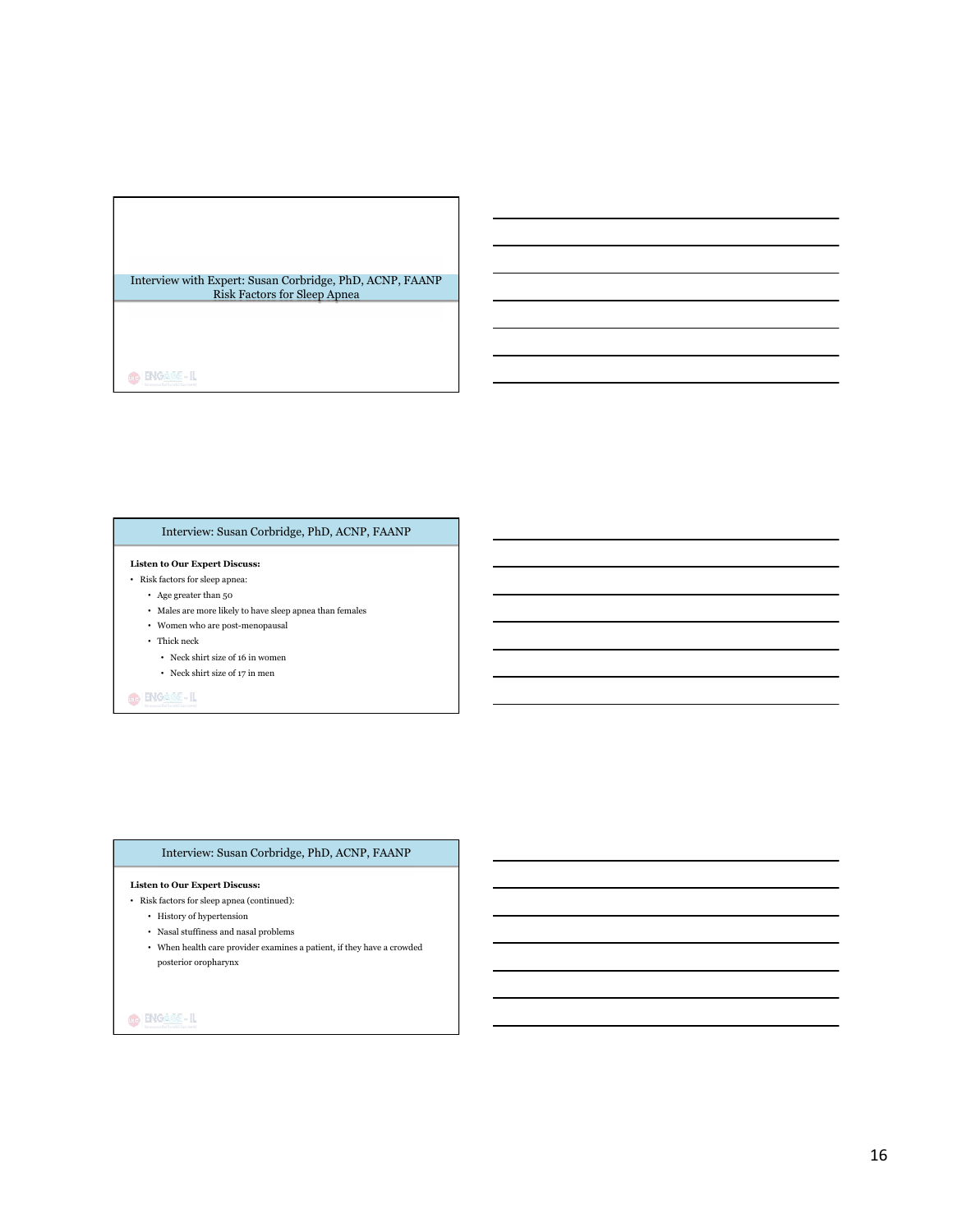## Interview with Expert: Susan Corbridge, PhD, ACNP, FAANP
## Risk Factors for Sleep Apnea

## Interview: Susan Corbridge, PhD, ACNP, FAANP

**Listen to Our Expert Discuss:**

- Risk factors for sleep apnea:
  - Age greater than 50
  - Males are more likely to have sleep apnea than females
  - Women who are post-menopausal
  - Thick neck
    - Neck shirt size of 16 in women
    - Neck shirt size of 17 in men

## Interview: Susan Corbridge, PhD, ACNP, FAANP

**Listen to Our Expert Discuss:**

- Risk factors for sleep apnea (continued):
  - History of hypertension
  - Nasal stuffiness and nasal problems
  - When health care provider examines a patient, if they have a crowded posterior oropharynx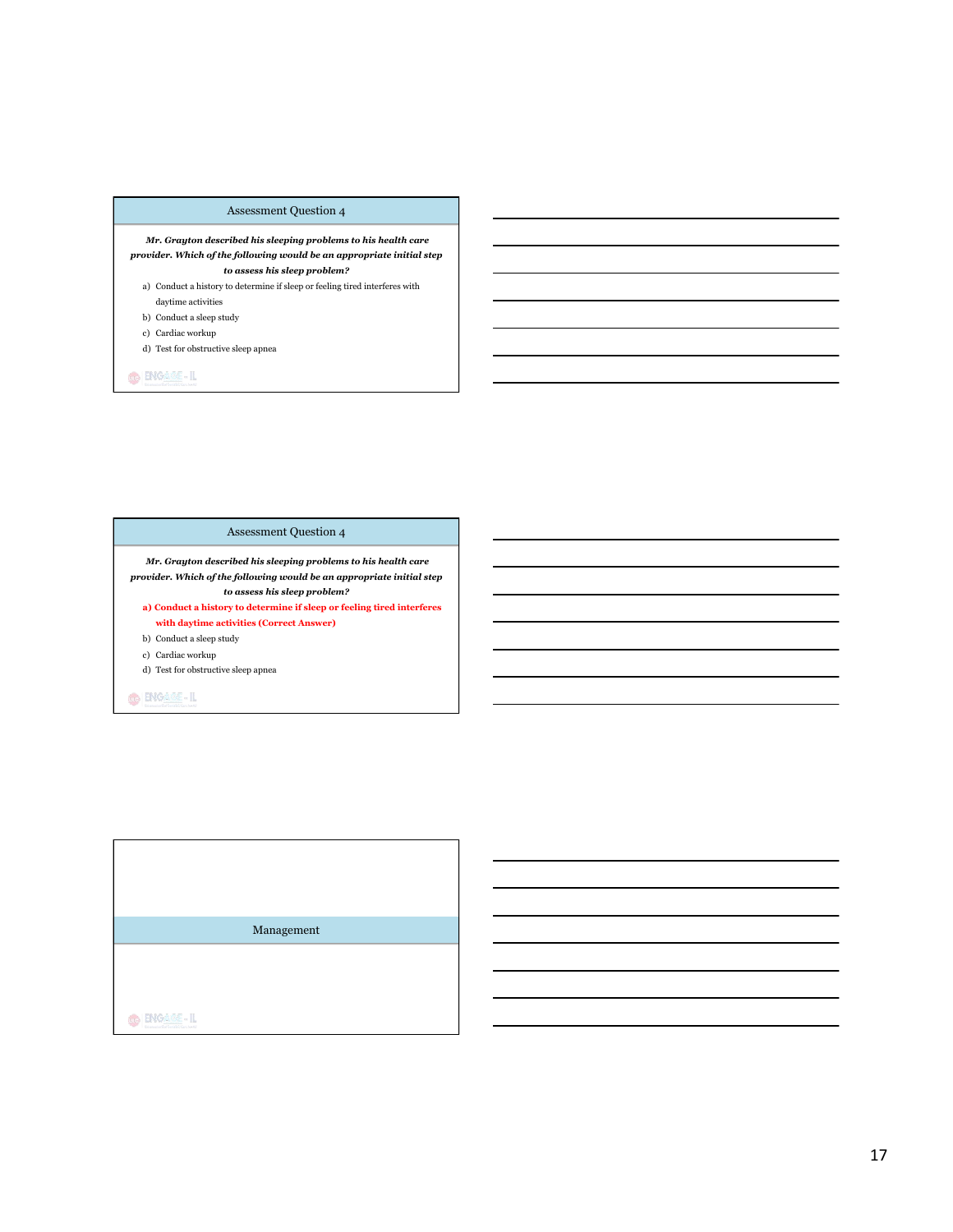## Assessment Question 4

***Mr. Grayton described his sleeping problems to his health care provider. Which of the following would be an appropriate initial step to assess his sleep problem?***

a) Conduct a history to determine if sleep or feeling tired interferes with daytime activities
b) Conduct a sleep study
c) Cardiac workup
d) Test for obstructive sleep apnea

## Assessment Question 4

***Mr. Grayton described his sleeping problems to his health care provider. Which of the following would be an appropriate initial step to assess his sleep problem?***

**a) Conduct a history to determine if sleep or feeling tired interferes with daytime activities (Correct Answer)**
b) Conduct a sleep study
c) Cardiac workup
d) Test for obstructive sleep apnea

## Management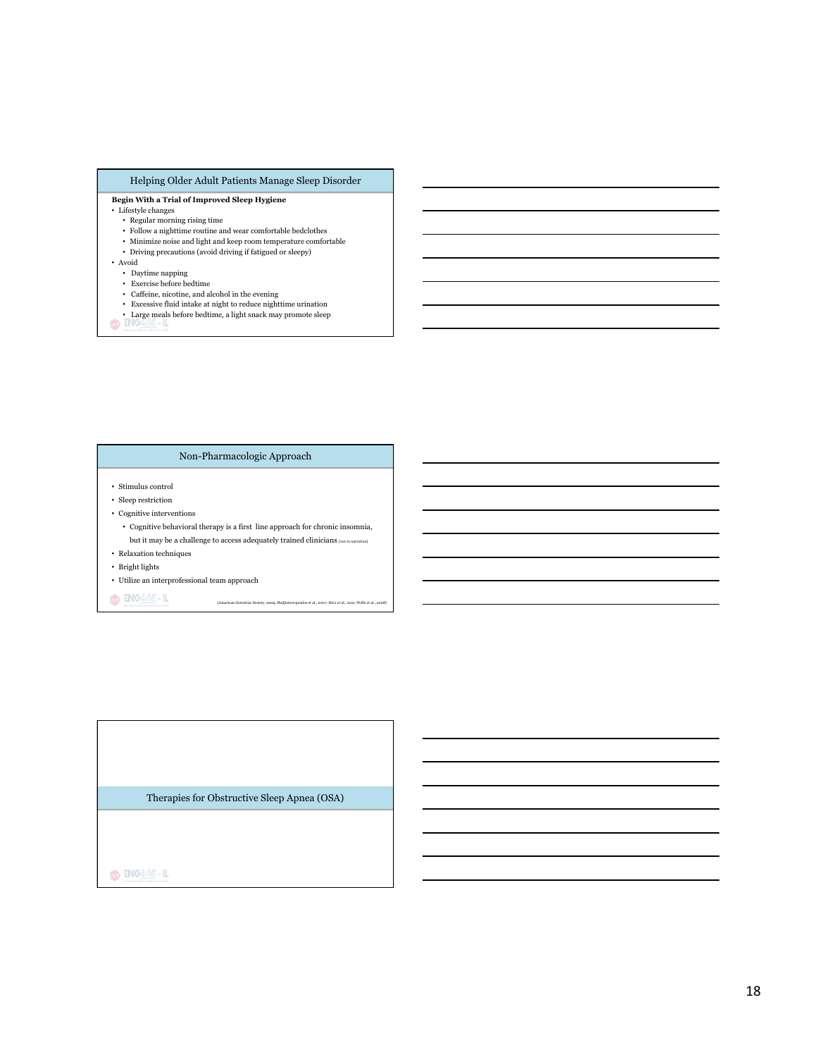## Helping Older Adult Patients Manage Sleep Disorder

**Begin With a Trial of Improved Sleep Hygiene**

- Lifestyle changes
  - Regular morning rising time
  - Follow a nighttime routine and wear comfortable bedclothes
  - Minimize noise and light and keep room temperature comfortable
  - Driving precautions (avoid driving if fatigued or sleepy)
- Avoid
  - Daytime napping
  - Exercise before bedtime
  - Caffeine, nicotine, and alcohol in the evening
  - Excessive fluid intake at night to reduce nighttime urination
  - Large meals before bedtime, a light snack may promote sleep

## Non-Pharmacologic Approach

- Stimulus control
- Sleep restriction
- Cognitive interventions
  - Cognitive behavioral therapy is a first line approach for chronic insomnia, but it may be a challenge to access adequately trained clinicians [not in narration]
- Relaxation techniques
- Bright lights
- Utilize an interprofessional team approach

(American Geriatrics Society, 2009; Hadjistavropoulos et al., 2007; Herr et al., 2011; Wells et al., 2008)

## Therapies for Obstructive Sleep Apnea (OSA)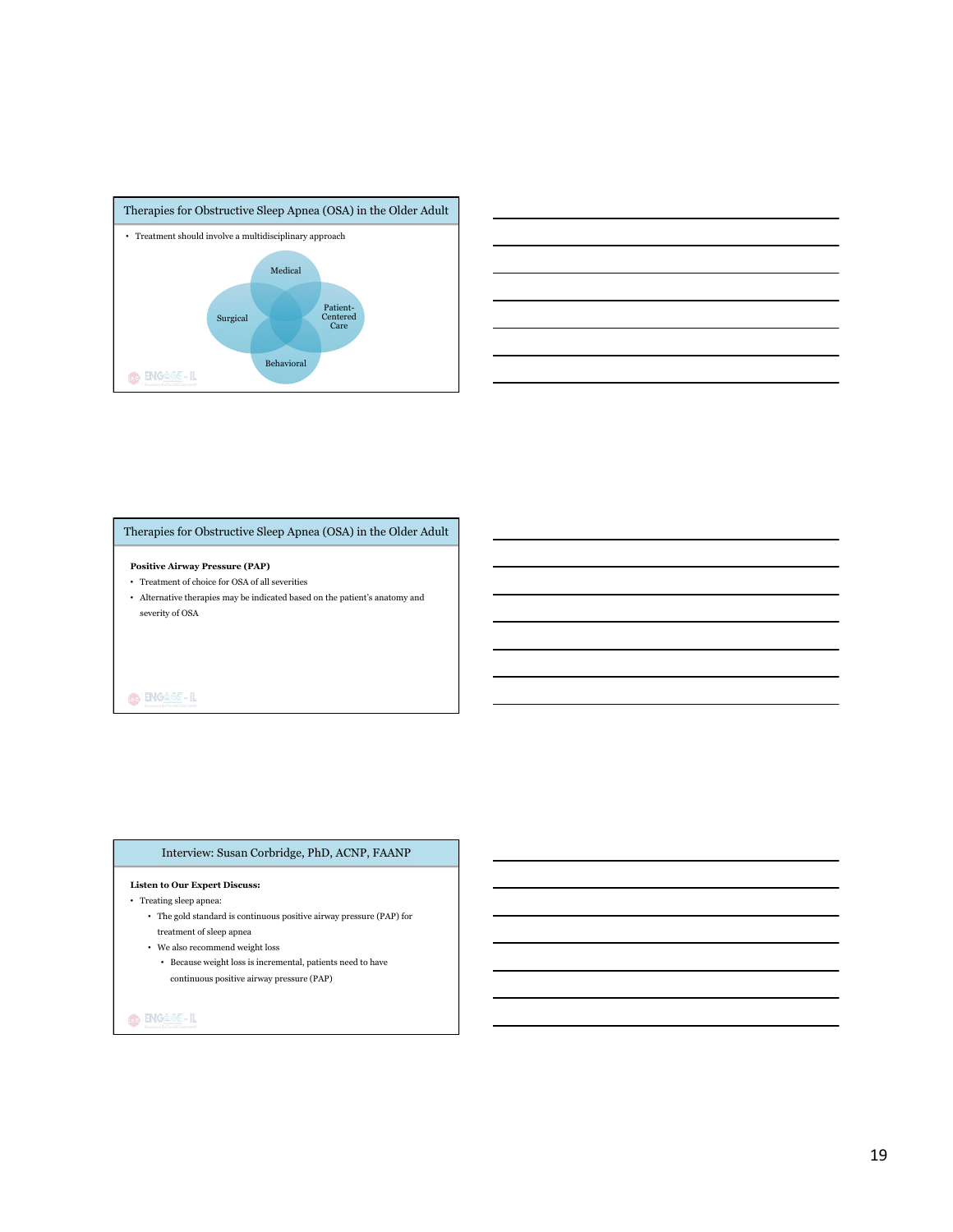## Therapies for Obstructive Sleep Apnea (OSA) in the Older Adult

- Treatment should involve a multidisciplinary approach

Medical

Surgical

Patient-Centered Care

Behavioral

## Therapies for Obstructive Sleep Apnea (OSA) in the Older Adult

**Positive Airway Pressure (PAP)**

- Treatment of choice for OSA of all severities
- Alternative therapies may be indicated based on the patient's anatomy and severity of OSA

## Interview: Susan Corbridge, PhD, ACNP, FAANP

**Listen to Our Expert Discuss:**

- Treating sleep apnea:
  - The gold standard is continuous positive airway pressure (PAP) for treatment of sleep apnea
  - We also recommend weight loss
    - Because weight loss is incremental, patients need to have continuous positive airway pressure (PAP)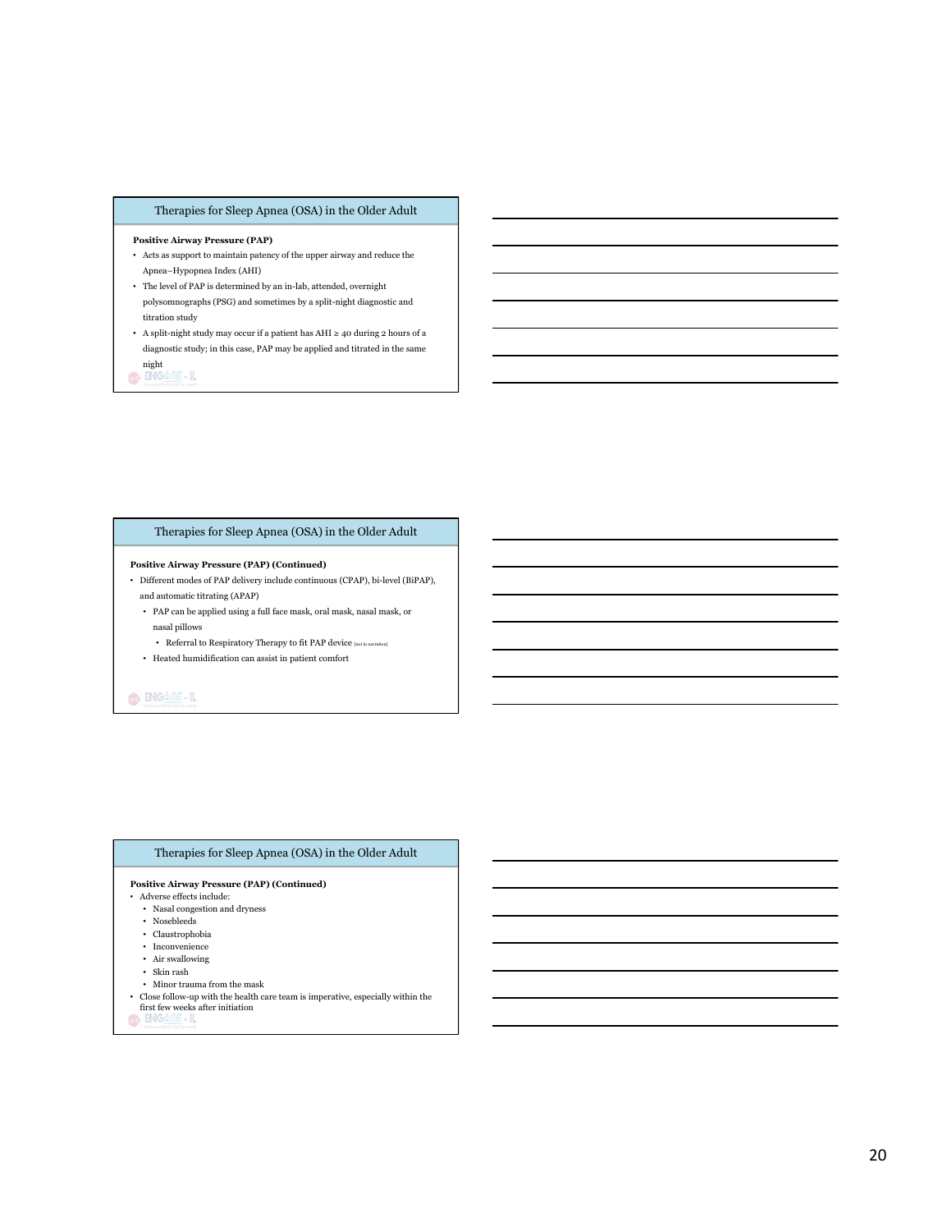## Therapies for Sleep Apnea (OSA) in the Older Adult

**Positive Airway Pressure (PAP)**

- Acts as support to maintain patency of the upper airway and reduce the Apnea–Hypopnea Index (AHI)
- The level of PAP is determined by an in-lab, attended, overnight polysomnographs (PSG) and sometimes by a split-night diagnostic and titration study
- A split-night study may occur if a patient has AHI ≥ 40 during 2 hours of a diagnostic study; in this case, PAP may be applied and titrated in the same night

## Therapies for Sleep Apnea (OSA) in the Older Adult

**Positive Airway Pressure (PAP) (Continued)**

- Different modes of PAP delivery include continuous (CPAP), bi-level (BiPAP), and automatic titrating (APAP)
  - PAP can be applied using a full face mask, oral mask, nasal mask, or nasal pillows
    - Referral to Respiratory Therapy to fit PAP device [not in narration]
  - Heated humidification can assist in patient comfort

## Therapies for Sleep Apnea (OSA) in the Older Adult

**Positive Airway Pressure (PAP) (Continued)**

- Adverse effects include:
  - Nasal congestion and dryness
  - Nosebleeds
  - Claustrophobia
  - Inconvenience
  - Air swallowing
  - Skin rash
  - Minor trauma from the mask
- Close follow-up with the health care team is imperative, especially within the first few weeks after initiation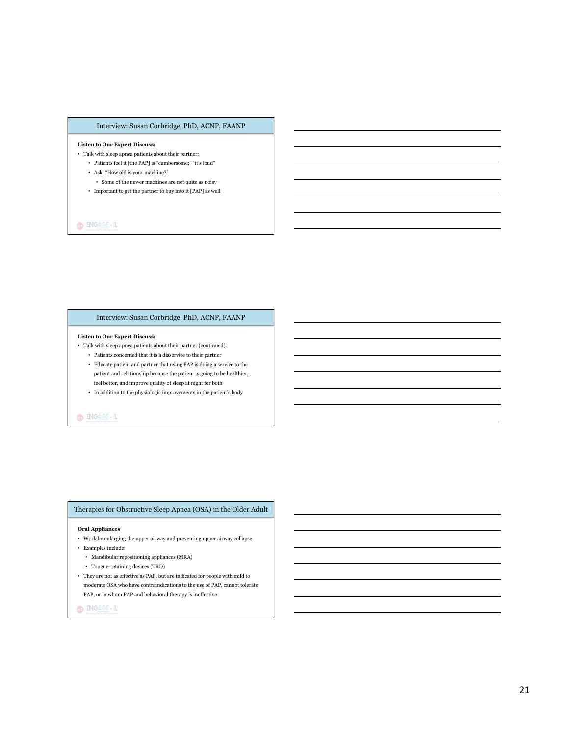## Interview: Susan Corbridge, PhD, ACNP, FAANP

**Listen to Our Expert Discuss:**

- Talk with sleep apnea patients about their partner:
  - Patients feel it [the PAP] is "cumbersome;" "it's loud"
  - Ask, "How old is your machine?"
    - Some of the newer machines are not quite as noisy
  - Important to get the partner to buy into it [PAP] as well

## Interview: Susan Corbridge, PhD, ACNP, FAANP

**Listen to Our Expert Discuss:**

- Talk with sleep apnea patients about their partner (continued):
  - Patients concerned that it is a disservice to their partner
  - Educate patient and partner that using PAP is doing a service to the patient and relationship because the patient is going to be healthier, feel better, and improve quality of sleep at night for both
  - In addition to the physiologic improvements in the patient's body

## Therapies for Obstructive Sleep Apnea (OSA) in the Older Adult

**Oral Appliances**

- Work by enlarging the upper airway and preventing upper airway collapse
- Examples include:
  - Mandibular repositioning appliances (MRA)
  - Tongue-retaining devices (TRD)
- They are not as effective as PAP, but are indicated for people with mild to moderate OSA who have contraindications to the use of PAP, cannot tolerate PAP, or in whom PAP and behavioral therapy is ineffective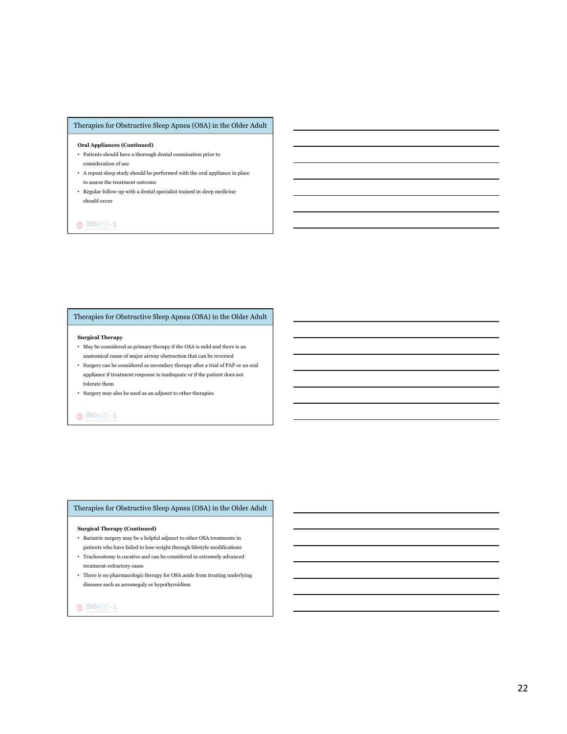## Therapies for Obstructive Sleep Apnea (OSA) in the Older Adult

**Oral Appliances (Continued)**

- Patients should have a thorough dental examination prior to consideration of use
- A repeat sleep study should be performed with the oral appliance in place to assess the treatment outcome
- Regular follow-up with a dental specialist trained in sleep medicine should occur

## Therapies for Obstructive Sleep Apnea (OSA) in the Older Adult

**Surgical Therapy**

- May be considered as primary therapy if the OSA is mild and there is an anatomical cause of major airway obstruction that can be reversed
- Surgery can be considered as secondary therapy after a trial of PAP or an oral appliance if treatment response is inadequate or if the patient does not tolerate them
- Surgery may also be used as an adjunct to other therapies

## Therapies for Obstructive Sleep Apnea (OSA) in the Older Adult

**Surgical Therapy (Continued)**

- Bariatric surgery may be a helpful adjunct to other OSA treatments in patients who have failed to lose weight through lifestyle modifications
- Tracheostomy is curative and can be considered in extremely advanced treatment-refractory cases
- There is no pharmacologic therapy for OSA aside from treating underlying diseases such as acromegaly or hypothyroidism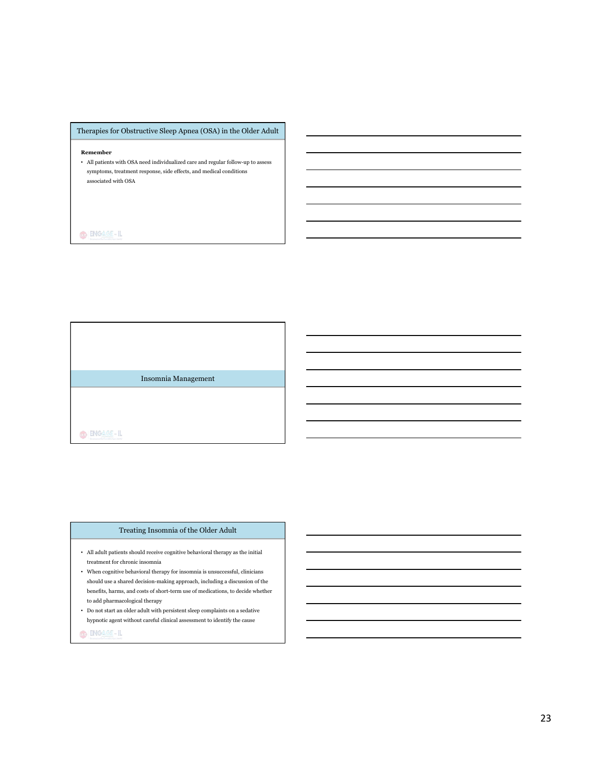## Therapies for Obstructive Sleep Apnea (OSA) in the Older Adult

**Remember**

- All patients with OSA need individualized care and regular follow-up to assess symptoms, treatment response, side effects, and medical conditions associated with OSA

## Insomnia Management

## Treating Insomnia of the Older Adult

- All adult patients should receive cognitive behavioral therapy as the initial treatment for chronic insomnia
- When cognitive behavioral therapy for insomnia is unsuccessful, clinicians should use a shared decision-making approach, including a discussion of the benefits, harms, and costs of short-term use of medications, to decide whether to add pharmacological therapy
- Do not start an older adult with persistent sleep complaints on a sedative hypnotic agent without careful clinical assessment to identify the cause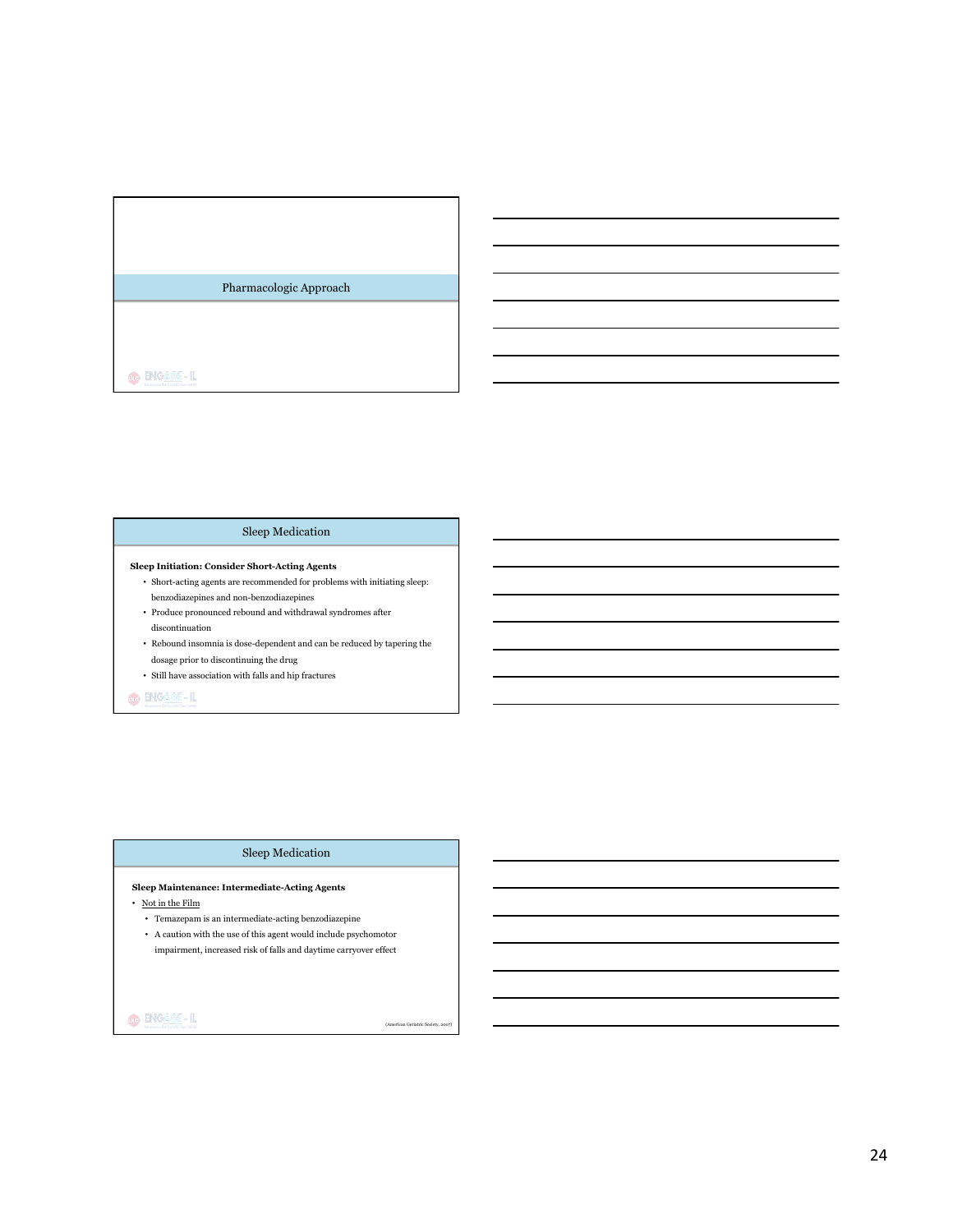## Pharmacologic Approach

## Sleep Medication

**Sleep Initiation: Consider Short-Acting Agents**

- Short-acting agents are recommended for problems with initiating sleep: benzodiazepines and non-benzodiazepines
- Produce pronounced rebound and withdrawal syndromes after discontinuation
- Rebound insomnia is dose-dependent and can be reduced by tapering the dosage prior to discontinuing the drug
- Still have association with falls and hip fractures

## Sleep Medication

**Sleep Maintenance: Intermediate-Acting Agents**

- Not in the Film
  - Temazepam is an intermediate-acting benzodiazepine
  - A caution with the use of this agent would include psychomotor impairment, increased risk of falls and daytime carryover effect

(American Geriatric Society, 2007)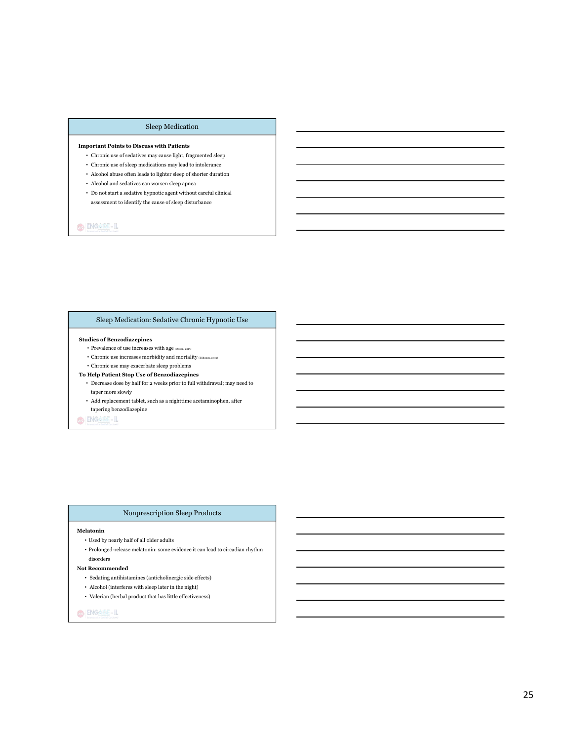## Sleep Medication

**Important Points to Discuss with Patients**

- Chronic use of sedatives may cause light, fragmented sleep
- Chronic use of sleep medications may lead to intolerance
- Alcohol abuse often leads to lighter sleep of shorter duration
- Alcohol and sedatives can worsen sleep apnea
- Do not start a sedative hypnotic agent without careful clinical assessment to identify the cause of sleep disturbance

## Sleep Medication: Sedative Chronic Hypnotic Use

**Studies of Benzodiazepines**

- Prevalence of use increases with age (Olfson, 2015)
- Chronic use increases morbidity and mortality (Tiihonen, 2015)
- Chronic use may exacerbate sleep problems

**To Help Patient Stop Use of Benzodiazepines**

- Decrease dose by half for 2 weeks prior to full withdrawal; may need to taper more slowly
- Add replacement tablet, such as a nighttime acetaminophen, after tapering benzodiazepine

## Nonprescription Sleep Products

**Melatonin**

- Used by nearly half of all older adults
- Prolonged-release melatonin: some evidence it can lead to circadian rhythm disorders

**Not Recommended**

- Sedating antihistamines (anticholinergic side effects)
- Alcohol (interferes with sleep later in the night)
- Valerian (herbal product that has little effectiveness)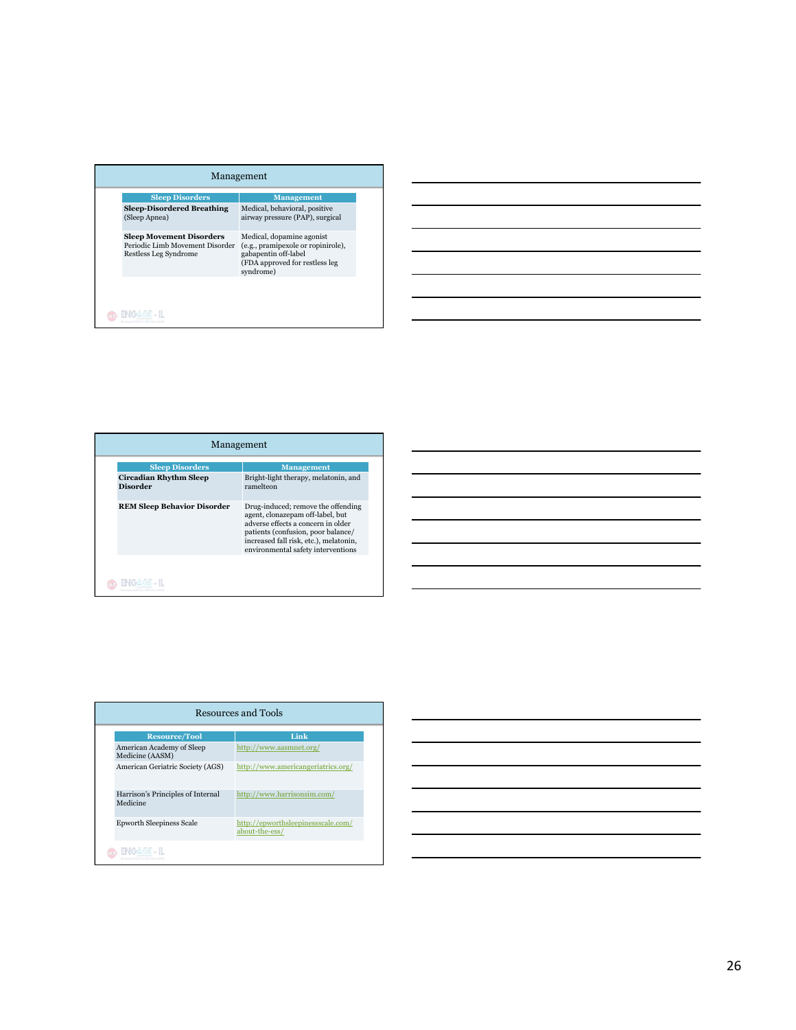## Management

| Sleep Disorders | Management |
| --- | --- |
| **Sleep-Disordered Breathing** (Sleep Apnea) | Medical, behavioral, positive airway pressure (PAP), surgical |
| **Sleep Movement Disorders** Periodic Limb Movement Disorder Restless Leg Syndrome | Medical, dopamine agonist (e.g., pramipexole or ropinirole), gabapentin off-label (FDA approved for restless leg syndrome) |

## Management

| Sleep Disorders | Management |
| --- | --- |
| **Circadian Rhythm Sleep Disorder** | Bright-light therapy, melatonin, and ramelteon |
| **REM Sleep Behavior Disorder** | Drug-induced; remove the offending agent, clonazepam off-label, but adverse effects a concern in older patients (confusion, poor balance/ increased fall risk, etc.), melatonin, environmental safety interventions |

## Resources and Tools

| Resource/Tool | Link |
| --- | --- |
| American Academy of Sleep Medicine (AASM) | http://www.aasmnet.org/ |
| American Geriatric Society (AGS) | http://www.americangeriatrics.org/ |
| Harrison's Principles of Internal Medicine | http://www.harrisonsim.com/ |
| Epworth Sleepiness Scale | http://epworthsleepinessscale.com/about-the-ess/ |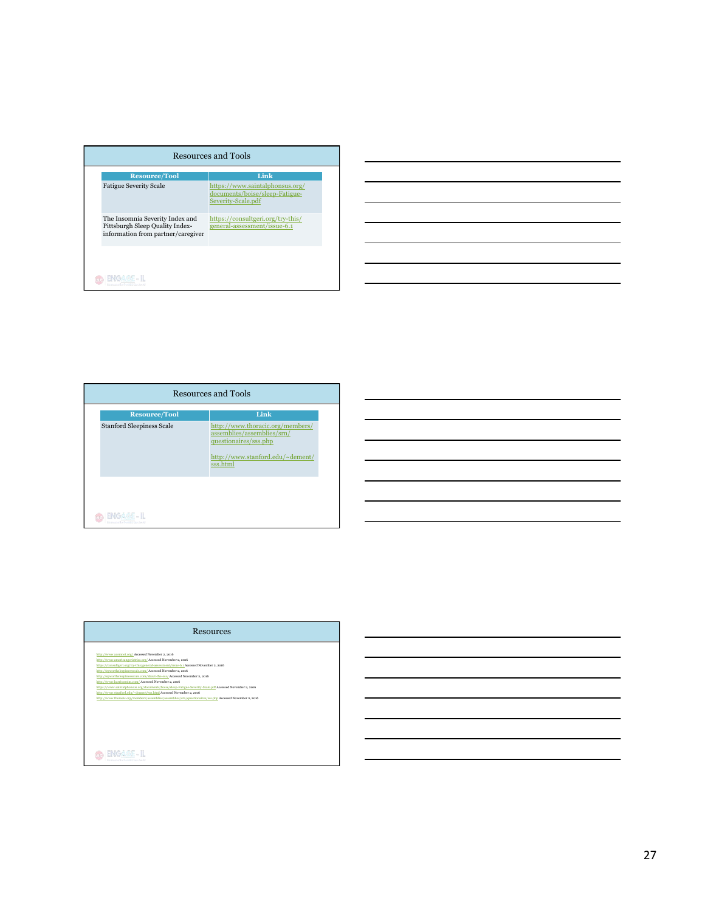## Resources and Tools

| Resource/Tool | Link |
|---|---|
| Fatigue Severity Scale | https://www.saintalphonsus.org/documents/boise/sleep-Fatigue-Severity-Scale.pdf |
| The Insomnia Severity Index and Pittsburgh Sleep Quality Index-information from partner/caregiver | https://consultgeri.org/try-this/general-assessment/issue-6.1 |

## Resources and Tools

| Resource/Tool | Link |
|---|---|
| Stanford Sleepiness Scale | http://www.thoracic.org/members/assemblies/assemblies/srn/questionaires/sss.php<br><br>http://www.stanford.edu/~dement/sss.html |

## Resources

- http://www.aasmnet.org/ Accessed November 2, 2016
- http://www.americangeriatrics.org/ Accessed November 2, 2016
- https://consultgeri.org/try-this/general-assessment/issue-6.1 Accessed November 2, 2016
- http://epworthsleepinessscale.com/ Accessed November 2, 2016
- http://epworthsleepinessscale.com/about-the-ess/ Accessed November 2, 2016
- http://www.hartfordsign.com/ Accessed November 2, 2016
- https://www.saintalphonsus.org/documents/boise/sleep-Fatigue-Severity-Scale.pdf Accessed November 2, 2016
- http://www.stanford.edu/~dement/sss.html Accessed November 2, 2016
- http://www.thoracic.org/members/assemblies/assemblies/srn/questionaires/sss.php Accessed November 2, 2016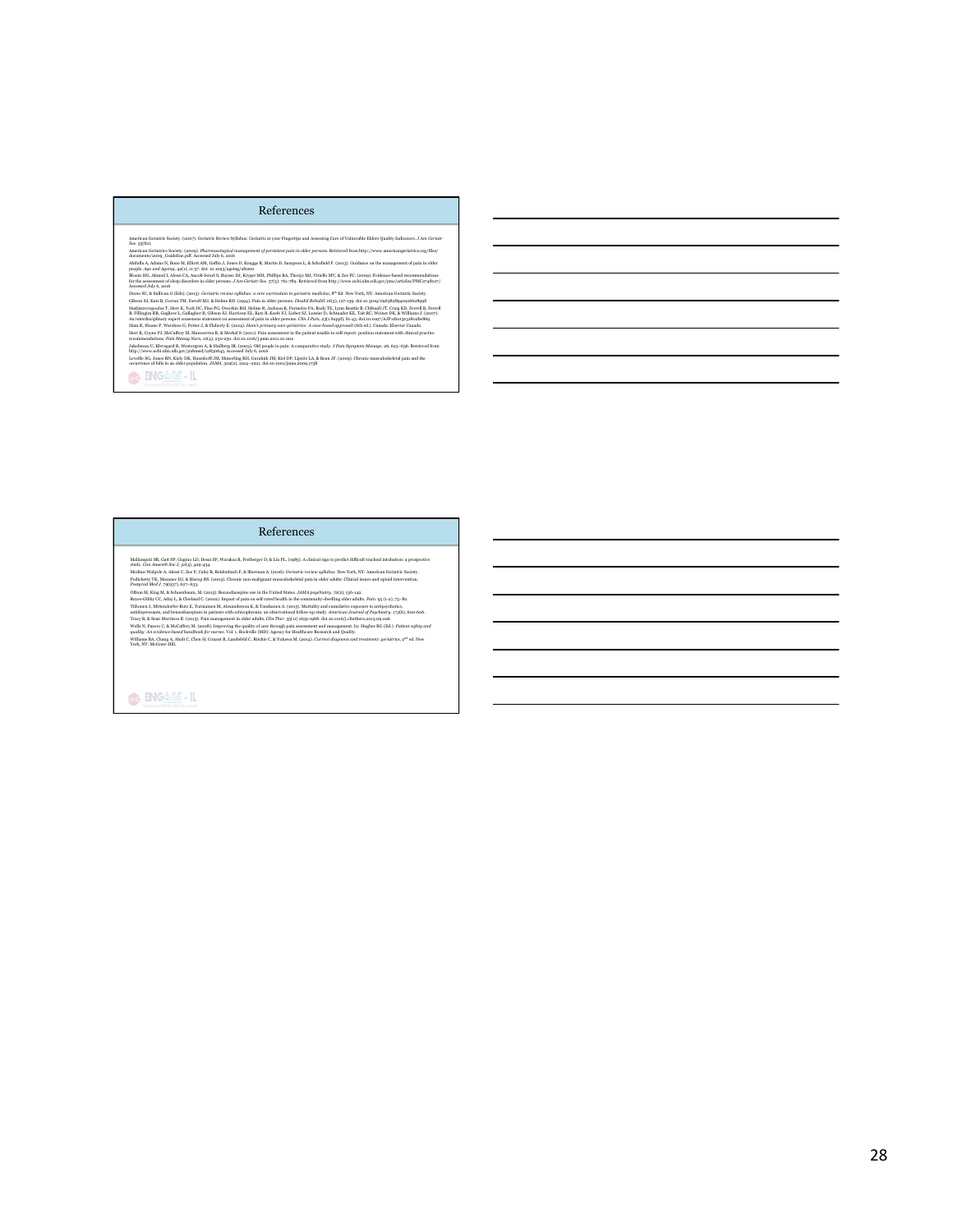# References

American Geriatric Society. (2007). Geriatric Review Syllabus: Geriatric at your Fingertips and Assessing Care of Vulnerable Elders Quality Indicators. *J Am Geriatr Soc.* 55(82).

American Geriatrics Society. (2009). *Pharmacological management of persistent pain in older persons.* Retrieved from http://www.americangeriatrics.org/files/documents/2009_Guideline.pdf. Accessed July 6, 2016

Abdulla A, Adams N, Bone M, Elliott AM, Gaffin J, Jones D, Knaggs R, Martin D, Sampson L, & Schofield P. (2013). Guidance on the management of pain in older people. *Age and Ageing*, 42(1), i1-57. doi: 10.1093/ageing/afs200

Bloom HG, Ahmed I, Alessi CA, Ancoli-Israel S, Buysse DJ, Kryger MH, Phillips BA, Thorpy MJ, Vitiello MV, & Zee PC. (2009). Evidence-based recommendations for the assessment of sleep disorders in older persons. *J Am Geriatr Soc.* 57(5): 761–789. Retrieved from http://www.ncbi.nlm.nih.gov/pmc/articles/PMC2748127/. Accessed July 6, 2016

Durso SC, & Sullivan G (Eds). (2013). *Geriatric review syllabus: a core curriculum in geriatric medicine*, 8th Ed. New York, NY: American Geriatric Society.

Gibson SJ, Katz B, Corran TM, Farrell MJ, & Helme RD. (1994). Pain in older persons. *Disabil Rehabil.* 16(3), 127-139. doi 10.3109/09638289409166898

Hadjistavropoulos T, Herr K, Turk DC, Fine PG, Dworkin RH, Helme R, Jackson K, Parmelee PA, Rudy TE, Lynn Beattie B, Chibnall JT, Craig KD, Ferrell B, Ferrell B, Fillingim RB, Gagliese L, Gallagher R, Gibson SJ, Harrison EL, Katz B, Keefe FJ, Lieber SJ, Lussier D, Schmader KE, Tait RC, Weiner DK, & Williams J. (2007). An interdisciplinary expert consensus statement on assessment of pain in older persons. *Clin J Pain*, 23(1 Suppl), S1-43. doi:10.1097/AJP.0b013e31802be869

Ham R, Sloane P, Warshaw G, Potter J, & Flaherty E. (2014). *Ham's primary care geriatrics: A case-based approach* (6th ed.). Canada: Elsevier Canada.

Herr K, Coyne PJ, McCaffery M, Manworren R, & Merkel S. (2011). Pain assessment in the patient unable to self-report: position statement with clinical practice recommendations. *Pain Manag Nurs*, 12(4), 230-250. doi:10.1016/j.pmn.2011.10.002

Jakobsson U, Klevsgard R, Westergren A, & Hallberg IR. (2003). Old people in pain: A comparative study. *J Pain Symptom Manage.* 26, 625–636. Retrieved from http://www.ncbi.nlm.nih.gov/pubmed/12850645. Accessed July 6, 2016

Leveille SG, Jones RN, Kiely DK, Hausdorff JM, Shmerling RH, Guralnik JM, Kiel DP, Lipsitz LA, & Bean JF. (2009). Chronic musculoskeletal pain and the recurrence of falls in an older population. *JAMA.* 302(2), 2214–2221. doi:10.1001/jama.2009.1738

# References

Mallampati SR, Gatt SP, Gugino LD, Desai SP, Waraksa B, Freiberger D, & Liu PL. (1985). A clinical sign to predict difficult tracheal intubation: a prospective study. *Can Anaesth Soc J.* 32(4), 429-434.

Medina-Walpole A, Alessi C, Zee P, Caley B, Reidenbach F, & Sherman A. (2016). *Geriatric review syllabus.* New York, NY: American Geriatric Society.

Podichetty VK, Mazanec DJ, & Biscup RS. (2003). Chronic non-malignant musculoskeletal pain in older adults: Clinical issues and opioid intervention. *Postgrad Med J.* 79(937), 627–633.

Olfson M, King M, & Schoenbaum, M. (2015). Benzodiazepine use in the United States. *JAMA psychiatry*, 72(2), 136-142.

Reyes-Gibby CC, Aday L, & Cleeland C. (2002). Impact of pain on self-rated health in the community-dwelling older adults. *Pain.* 95 (1-2), 75–82.

Tiihonen J, Mittendorfer-Rutz E, Torniainen M, Alexanderson K, & Tanskanen A. (2015). Mortality and cumulative exposure to antipsychotics, antidepressants, and benzodiazepines in patients with schizophrenia: an observational follow-up study. *American Journal of Psychiatry*, 173(6), 600-606.

Tracy B, & Sean Morrison R. (2013). Pain management in older adults. *Clin Ther.* 35(11) 1659-1668. doi:10.1016/j.clinthera.2013.09.026

Wells N, Pasero C, & McCaffery M. (2008). Improving the quality of care through pain assessment and management. In: Hughes RG (Ed.). *Patient safety and quality: An evidence-based handbook for nurses.* Vol. 1. Rockville (MD): Agency for Healthcare Research and Quality.

Williams BA, Chang A, Ahalt C, Chen H, Conant R, Landefeld C, Ritchie C, & Yukawa M. (2014). *Current diagnosis and treatment: geriatrics*, 2nd ed. New York, NY: McGraw-Hill.